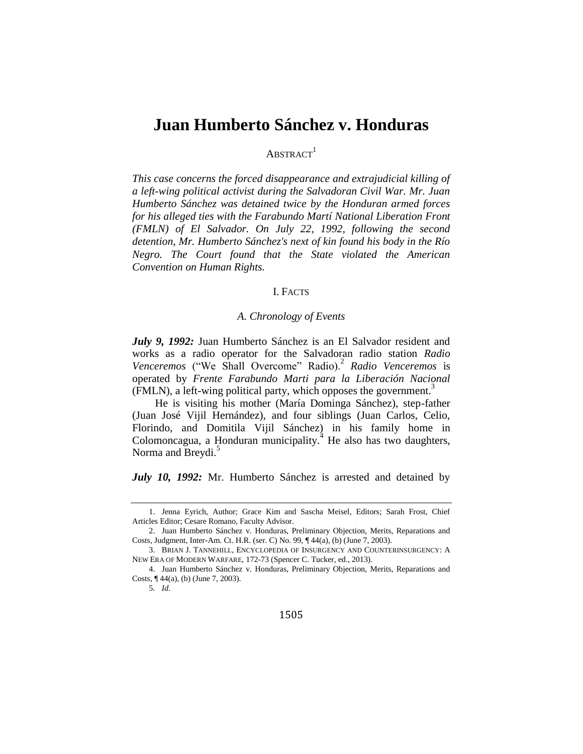# Juan Humberto Sánchez v. Honduras

ABSTRACT[1]

*This case concerns the forced disappearance and extrajudicial killing of a left-wing political activist during the Salvadoran Civil War. Mr. Juan Humberto Sánchez was detained twice by the Honduran armed forces for his alleged ties with the Farabundo Martí National Liberation Front (FMLN) of El Salvador. On July 22, 1992, following the second detention, Mr. Humberto Sánchez's next of kin found his body in the Río Negro. The Court found that the State violated the American Convention on Human Rights.*

## I. FACTS

### *A. Chronology of Events*

***July 9, 1992:*** Juan Humberto Sánchez is an El Salvador resident and works as a radio operator for the Salvadoran radio station *Radio Venceremos* ("We Shall Overcome" Radio).[2] *Radio Venceremos* is operated by *Frente Farabundo Marti para la Liberación Nacional* (FMLN), a left-wing political party, which opposes the government.[3]

He is visiting his mother (María Dominga Sánchez), step-father (Juan José Vijil Hernández), and four siblings (Juan Carlos, Celio, Florindo, and Domitila Vijil Sánchez) in his family home in Colomoncagua, a Honduran municipality.[4] He also has two daughters, Norma and Breydi.[5]

***July 10, 1992:*** Mr. Humberto Sánchez is arrested and detained by

---

1. Jenna Eyrich, Author; Grace Kim and Sascha Meisel, Editors; Sarah Frost, Chief Articles Editor; Cesare Romano, Faculty Advisor.

2. Juan Humberto Sánchez v. Honduras, Preliminary Objection, Merits, Reparations and Costs, Judgment, Inter-Am. Ct. H.R. (ser. C) No. 99, ¶ 44(a), (b) (June 7, 2003).

3. BRIAN J. TANNEHILL, ENCYCLOPEDIA OF INSURGENCY AND COUNTERINSURGENCY: A NEW ERA OF MODERN WARFARE, 172-73 (Spencer C. Tucker, ed., 2013).

4. Juan Humberto Sánchez v. Honduras, Preliminary Objection, Merits, Reparations and Costs, ¶ 44(a), (b) (June 7, 2003).

5. *Id.*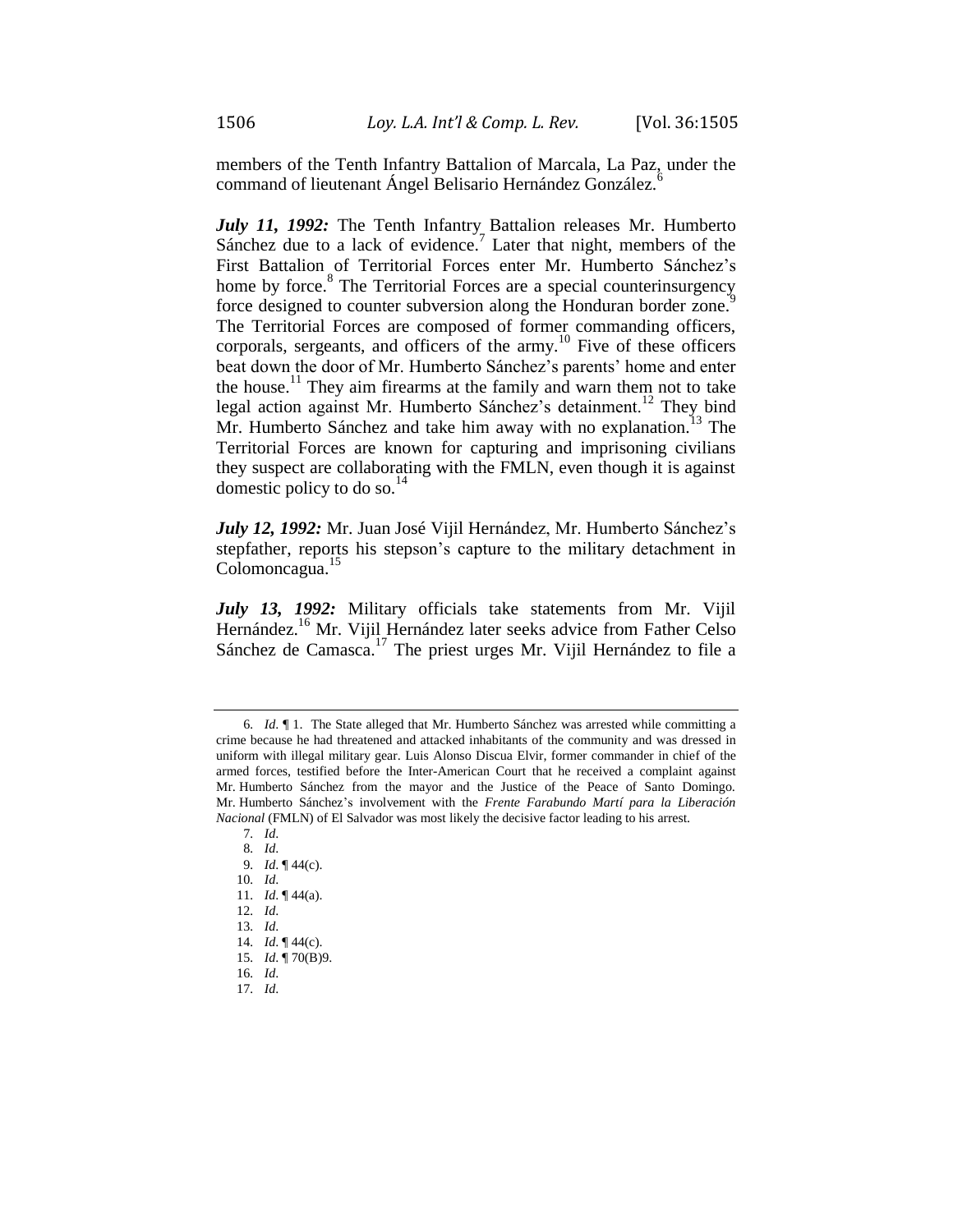members of the Tenth Infantry Battalion of Marcala, La Paz, under the command of lieutenant Ángel Belisario Hernández González.[6]

***July 11, 1992:*** The Tenth Infantry Battalion releases Mr. Humberto Sánchez due to a lack of evidence.[7] Later that night, members of the First Battalion of Territorial Forces enter Mr. Humberto Sánchez's home by force.[8] The Territorial Forces are a special counterinsurgency force designed to counter subversion along the Honduran border zone.[9] The Territorial Forces are composed of former commanding officers, corporals, sergeants, and officers of the army.[10] Five of these officers beat down the door of Mr. Humberto Sánchez's parents' home and enter the house.[11] They aim firearms at the family and warn them not to take legal action against Mr. Humberto Sánchez's detainment.[12] They bind Mr. Humberto Sánchez and take him away with no explanation.[13] The Territorial Forces are known for capturing and imprisoning civilians they suspect are collaborating with the FMLN, even though it is against domestic policy to do so.[14]

***July 12, 1992:*** Mr. Juan José Vijil Hernández, Mr. Humberto Sánchez's stepfather, reports his stepson's capture to the military detachment in Colomoncagua.[15]

***July 13, 1992:*** Military officials take statements from Mr. Vijil Hernández.[16] Mr. Vijil Hernández later seeks advice from Father Celso Sánchez de Camasca.[17] The priest urges Mr. Vijil Hernández to file a

---

6. *Id*. ¶ 1. The State alleged that Mr. Humberto Sánchez was arrested while committing a crime because he had threatened and attacked inhabitants of the community and was dressed in uniform with illegal military gear. Luis Alonso Discua Elvir, former commander in chief of the armed forces, testified before the Inter-American Court that he received a complaint against Mr. Humberto Sánchez from the mayor and the Justice of the Peace of Santo Domingo. Mr. Humberto Sánchez's involvement with the *Frente Farabundo Martí para la Liberación Nacional* (FMLN) of El Salvador was most likely the decisive factor leading to his arrest.
7. *Id*.
8. *Id*.
9. *Id*. ¶ 44(c).
10. *Id*.
11. *Id*. ¶ 44(a).
12. *Id*.
13. *Id*.
14. *Id*. ¶ 44(c).
15. *Id*. ¶ 70(B)9.
16. *Id*.
17. *Id*.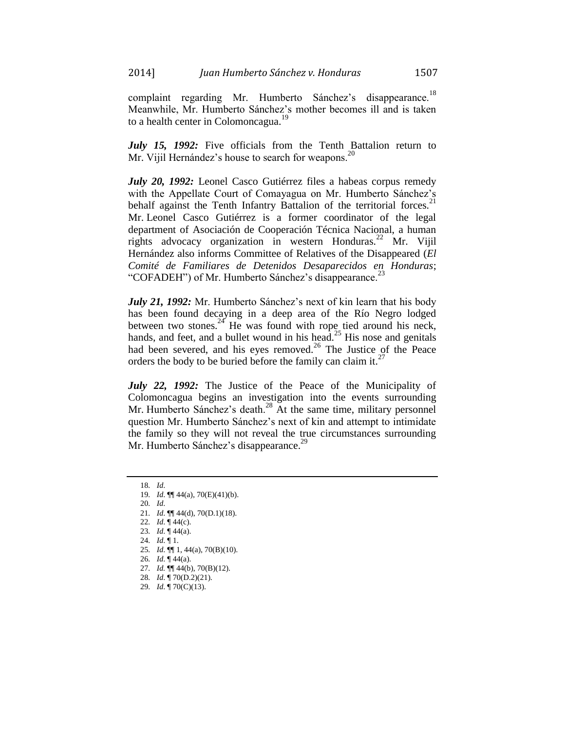complaint regarding Mr. Humberto Sánchez's disappearance.[18] Meanwhile, Mr. Humberto Sánchez's mother becomes ill and is taken to a health center in Colomoncagua.[19]

***July 15, 1992:*** Five officials from the Tenth Battalion return to Mr. Vijil Hernández's house to search for weapons.[20]

***July 20, 1992:*** Leonel Casco Gutiérrez files a habeas corpus remedy with the Appellate Court of Comayagua on Mr. Humberto Sánchez's behalf against the Tenth Infantry Battalion of the territorial forces.[21] Mr. Leonel Casco Gutiérrez is a former coordinator of the legal department of Asociación de Cooperación Técnica Nacional, a human rights advocacy organization in western Honduras.[22] Mr. Vijil Hernández also informs Committee of Relatives of the Disappeared (*El Comité de Familiares de Detenidos Desaparecidos en Honduras*; "COFADEH") of Mr. Humberto Sánchez's disappearance.[23]

***July 21, 1992:*** Mr. Humberto Sánchez's next of kin learn that his body has been found decaying in a deep area of the Río Negro lodged between two stones.[24] He was found with rope tied around his neck, hands, and feet, and a bullet wound in his head.[25] His nose and genitals had been severed, and his eyes removed.[26] The Justice of the Peace orders the body to be buried before the family can claim it.[27]

***July 22, 1992:*** The Justice of the Peace of the Municipality of Colomoncagua begins an investigation into the events surrounding Mr. Humberto Sánchez's death.[28] At the same time, military personnel question Mr. Humberto Sánchez's next of kin and attempt to intimidate the family so they will not reveal the true circumstances surrounding Mr. Humberto Sánchez's disappearance.[29]

---

18. *Id*.
19. *Id*. ¶¶ 44(a), 70(E)(41)(b).
20. *Id*.
21. *Id*. ¶¶ 44(d), 70(D.1)(18).
22. *Id*. ¶ 44(c).
23. *Id*. ¶ 44(a).
24. *Id*. ¶ 1.
25. *Id*. ¶¶ 1, 44(a), 70(B)(10).
26. *Id*. ¶ 44(a).
27. *Id.* ¶¶ 44(b), 70(B)(12).
28. *Id*. ¶ 70(D.2)(21).
29. *Id*. ¶ 70(C)(13).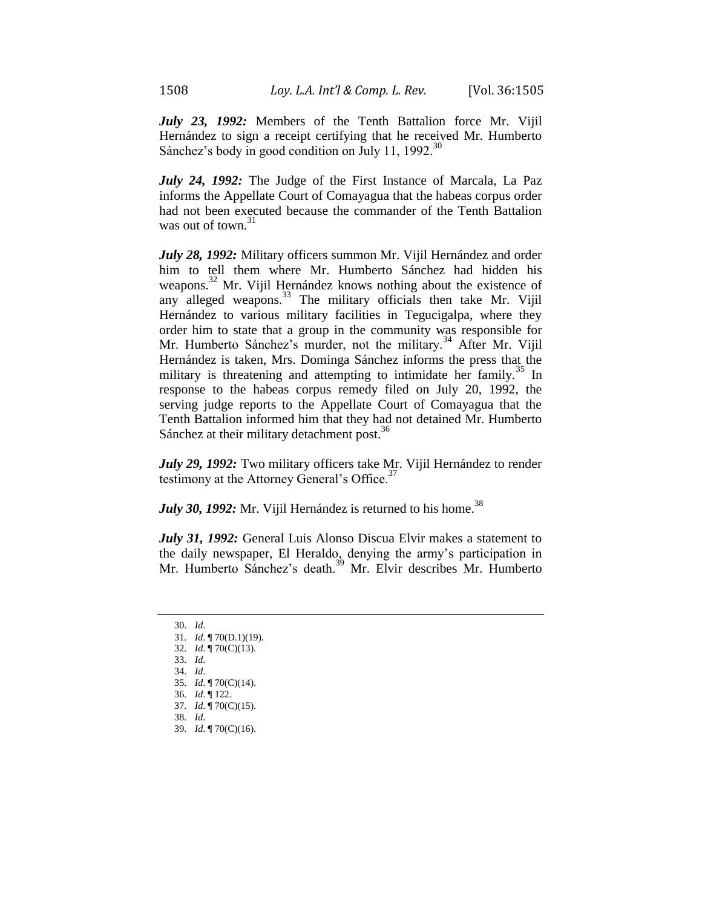***July 23, 1992:*** Members of the Tenth Battalion force Mr. Vijil Hernández to sign a receipt certifying that he received Mr. Humberto Sánchez's body in good condition on July 11, 1992.[30]

***July 24, 1992:*** The Judge of the First Instance of Marcala, La Paz informs the Appellate Court of Comayagua that the habeas corpus order had not been executed because the commander of the Tenth Battalion was out of town.[31]

***July 28, 1992:*** Military officers summon Mr. Vijil Hernández and order him to tell them where Mr. Humberto Sánchez had hidden his weapons.[32] Mr. Vijil Hernández knows nothing about the existence of any alleged weapons.[33] The military officials then take Mr. Vijil Hernández to various military facilities in Tegucigalpa, where they order him to state that a group in the community was responsible for Mr. Humberto Sánchez's murder, not the military.[34] After Mr. Vijil Hernández is taken, Mrs. Dominga Sánchez informs the press that the military is threatening and attempting to intimidate her family.[35] In response to the habeas corpus remedy filed on July 20, 1992, the serving judge reports to the Appellate Court of Comayagua that the Tenth Battalion informed him that they had not detained Mr. Humberto Sánchez at their military detachment post.[36]

***July 29, 1992:*** Two military officers take Mr. Vijil Hernández to render testimony at the Attorney General's Office.[37]

***July 30, 1992:*** Mr. Vijil Hernández is returned to his home.[38]

***July 31, 1992:*** General Luis Alonso Discua Elvir makes a statement to the daily newspaper, El Heraldo, denying the army's participation in Mr. Humberto Sánchez's death.[39] Mr. Elvir describes Mr. Humberto

---

30. *Id*.
31. *Id*. ¶ 70(D.1)(19).
32. *Id*. ¶ 70(C)(13).
33. *Id*.
34. *Id*.
35. *Id*. ¶ 70(C)(14).
36. *Id*. ¶ 122.
37. *Id*. ¶ 70(C)(15).
38. *Id*.
39. *Id*. ¶ 70(C)(16).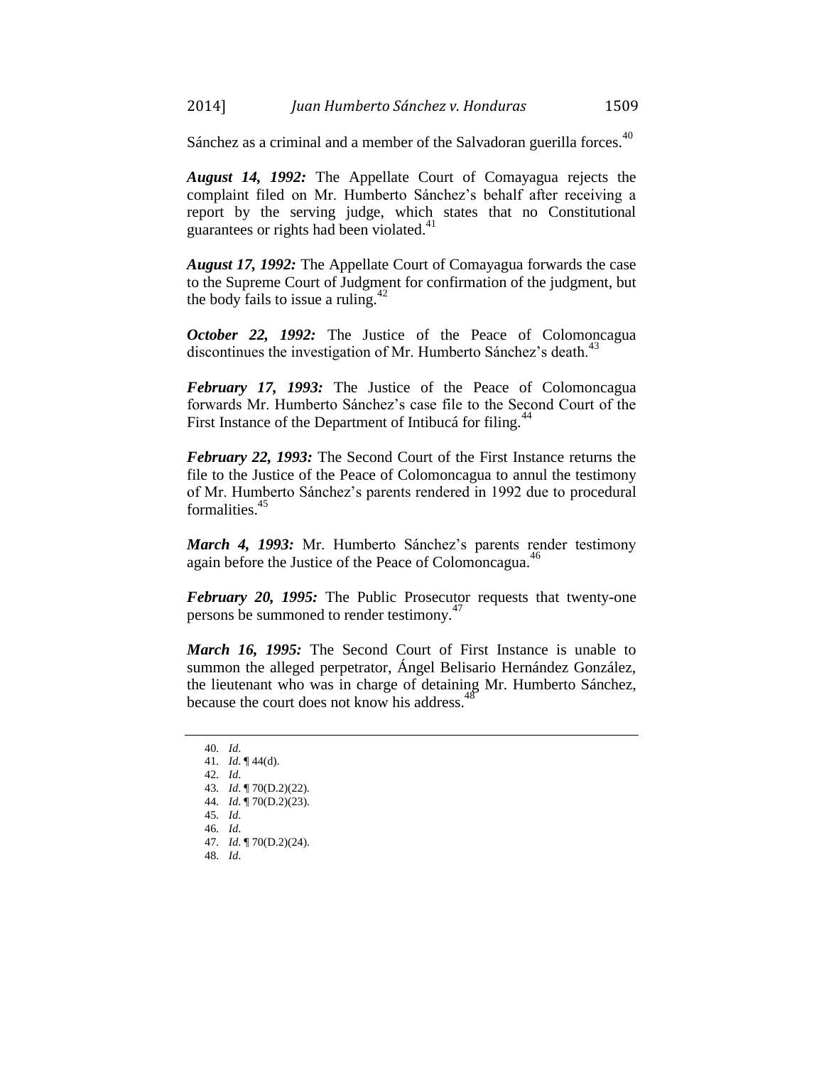Sánchez as a criminal and a member of the Salvadoran guerilla forces.[40]

***August 14, 1992:*** The Appellate Court of Comayagua rejects the complaint filed on Mr. Humberto Sánchez's behalf after receiving a report by the serving judge, which states that no Constitutional guarantees or rights had been violated.[41]

***August 17, 1992:*** The Appellate Court of Comayagua forwards the case to the Supreme Court of Judgment for confirmation of the judgment, but the body fails to issue a ruling.[42]

***October 22, 1992:*** The Justice of the Peace of Colomoncagua discontinues the investigation of Mr. Humberto Sánchez's death.[43]

***February 17, 1993:*** The Justice of the Peace of Colomoncagua forwards Mr. Humberto Sánchez's case file to the Second Court of the First Instance of the Department of Intibucá for filing.[44]

***February 22, 1993:*** The Second Court of the First Instance returns the file to the Justice of the Peace of Colomoncagua to annul the testimony of Mr. Humberto Sánchez's parents rendered in 1992 due to procedural formalities.[45]

***March 4, 1993:*** Mr. Humberto Sánchez's parents render testimony again before the Justice of the Peace of Colomoncagua.[46]

***February 20, 1995:*** The Public Prosecutor requests that twenty-one persons be summoned to render testimony.[47]

***March 16, 1995:*** The Second Court of First Instance is unable to summon the alleged perpetrator, Ángel Belisario Hernández González, the lieutenant who was in charge of detaining Mr. Humberto Sánchez, because the court does not know his address.[48]

---

40. *Id*.
41. *Id*. ¶ 44(d).
42. *Id*.
43. *Id*. ¶ 70(D.2)(22).
44. *Id*. ¶ 70(D.2)(23).
45. *Id*.
46. *Id*.
47. *Id*. ¶ 70(D.2)(24).
48. *Id*.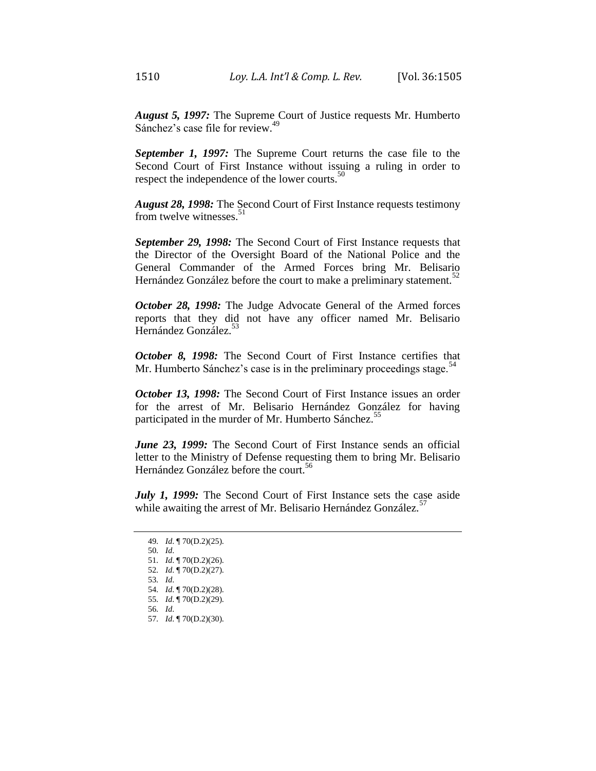***August 5, 1997:*** The Supreme Court of Justice requests Mr. Humberto Sánchez's case file for review.[49]

***September 1, 1997:*** The Supreme Court returns the case file to the Second Court of First Instance without issuing a ruling in order to respect the independence of the lower courts.[50]

***August 28, 1998:*** The Second Court of First Instance requests testimony from twelve witnesses.[51]

***September 29, 1998:*** The Second Court of First Instance requests that the Director of the Oversight Board of the National Police and the General Commander of the Armed Forces bring Mr. Belisario Hernández González before the court to make a preliminary statement.[52]

***October 28, 1998:*** The Judge Advocate General of the Armed forces reports that they did not have any officer named Mr. Belisario Hernández González.[53]

***October 8, 1998:*** The Second Court of First Instance certifies that Mr. Humberto Sánchez's case is in the preliminary proceedings stage.[54]

***October 13, 1998:*** The Second Court of First Instance issues an order for the arrest of Mr. Belisario Hernández González for having participated in the murder of Mr. Humberto Sánchez.[55]

***June 23, 1999:*** The Second Court of First Instance sends an official letter to the Ministry of Defense requesting them to bring Mr. Belisario Hernández González before the court.[56]

***July 1, 1999:*** The Second Court of First Instance sets the case aside while awaiting the arrest of Mr. Belisario Hernández González.[57]

---

49. *Id*. ¶ 70(D.2)(25).
50. *Id*.
51. *Id*. ¶ 70(D.2)(26).
52. *Id*. ¶ 70(D.2)(27).
53. *Id*.
54. *Id*. ¶ 70(D.2)(28).
55. *Id*. ¶ 70(D.2)(29).
56. *Id*.
57. *Id*. ¶ 70(D.2)(30).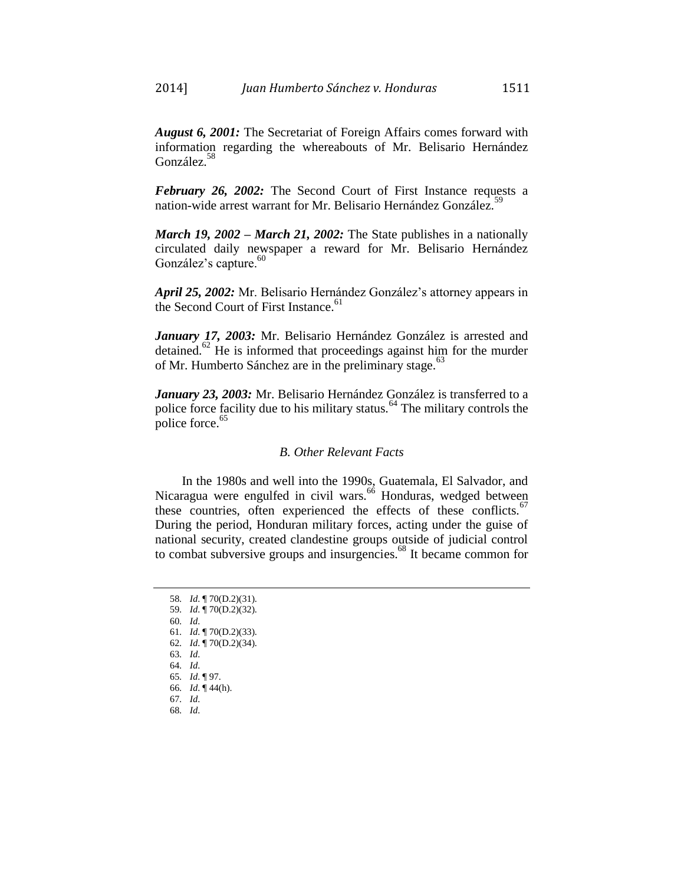***August 6, 2001:*** The Secretariat of Foreign Affairs comes forward with information regarding the whereabouts of Mr. Belisario Hernández González.[58]

***February 26, 2002:*** The Second Court of First Instance requests a nation-wide arrest warrant for Mr. Belisario Hernández González.[59]

***March 19, 2002 – March 21, 2002:*** The State publishes in a nationally circulated daily newspaper a reward for Mr. Belisario Hernández González's capture.[60]

***April 25, 2002:*** Mr. Belisario Hernández González's attorney appears in the Second Court of First Instance.[61]

***January 17, 2003:*** Mr. Belisario Hernández González is arrested and detained.[62] He is informed that proceedings against him for the murder of Mr. Humberto Sánchez are in the preliminary stage.[63]

***January 23, 2003:*** Mr. Belisario Hernández González is transferred to a police force facility due to his military status.[64] The military controls the police force.[65]

### *B. Other Relevant Facts*

In the 1980s and well into the 1990s, Guatemala, El Salvador, and Nicaragua were engulfed in civil wars.[66] Honduras, wedged between these countries, often experienced the effects of these conflicts.[67] During the period, Honduran military forces, acting under the guise of national security, created clandestine groups outside of judicial control to combat subversive groups and insurgencies.[68] It became common for

---

58. *Id*. ¶ 70(D.2)(31).
59. *Id*. ¶ 70(D.2)(32).
60. *Id*.
61. *Id*. ¶ 70(D.2)(33).
62. *Id*. ¶ 70(D.2)(34).
63. *Id*.
64. *Id*.
65. *Id*. ¶ 97.
66. *Id*. ¶ 44(h).
67. *Id*.
68. *Id*.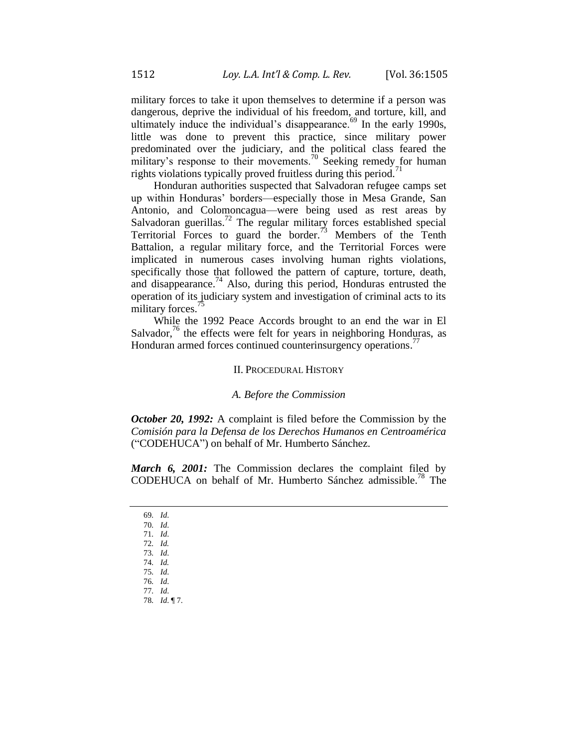military forces to take it upon themselves to determine if a person was dangerous, deprive the individual of his freedom, and torture, kill, and ultimately induce the individual's disappearance.[69] In the early 1990s, little was done to prevent this practice, since military power predominated over the judiciary, and the political class feared the military's response to their movements.[70] Seeking remedy for human rights violations typically proved fruitless during this period.[71]

Honduran authorities suspected that Salvadoran refugee camps set up within Honduras' borders—especially those in Mesa Grande, San Antonio, and Colomoncagua—were being used as rest areas by Salvadoran guerillas.[72] The regular military forces established special Territorial Forces to guard the border.[73] Members of the Tenth Battalion, a regular military force, and the Territorial Forces were implicated in numerous cases involving human rights violations, specifically those that followed the pattern of capture, torture, death, and disappearance.[74] Also, during this period, Honduras entrusted the operation of its judiciary system and investigation of criminal acts to its military forces.[75]

While the 1992 Peace Accords brought to an end the war in El Salvador,[76] the effects were felt for years in neighboring Honduras, as Honduran armed forces continued counterinsurgency operations.[77]

## II. Procedural History

### *A. Before the Commission*

***October 20, 1992:*** A complaint is filed before the Commission by the *Comisión para la Defensa de los Derechos Humanos en Centroamérica* ("CODEHUCA") on behalf of Mr. Humberto Sánchez.

***March 6, 2001:*** The Commission declares the complaint filed by CODEHUCA on behalf of Mr. Humberto Sánchez admissible.[78] The

---

69. *Id*.
70. *Id*.
71. *Id*.
72. *Id.*
73. *Id*.
74. *Id.*
75. *Id*.
76. *Id*.
77. *Id*.
78. *Id*. ¶ 7.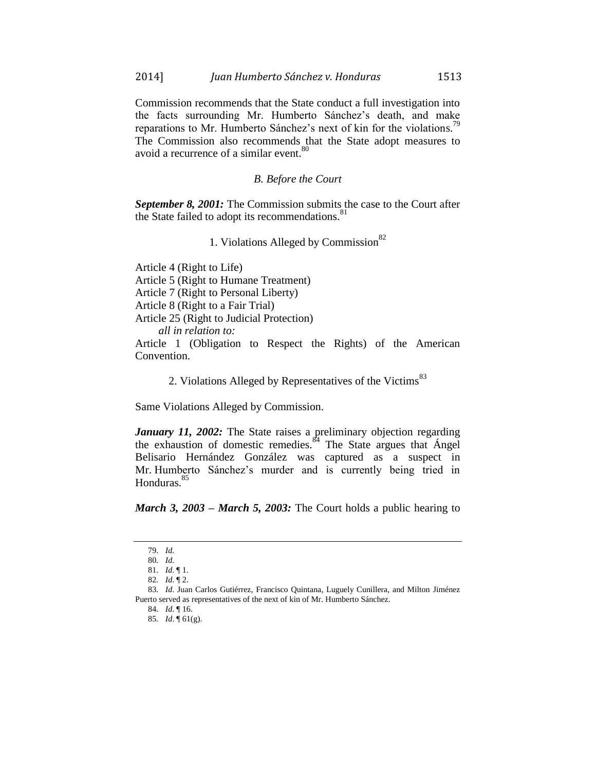Commission recommends that the State conduct a full investigation into the facts surrounding Mr. Humberto Sánchez's death, and make reparations to Mr. Humberto Sánchez's next of kin for the violations.[79] The Commission also recommends that the State adopt measures to avoid a recurrence of a similar event.[80]

### *B. Before the Court*

***September 8, 2001:*** The Commission submits the case to the Court after the State failed to adopt its recommendations.[81]

#### 1. Violations Alleged by Commission[82]

Article 4 (Right to Life)
Article 5 (Right to Humane Treatment)
Article 7 (Right to Personal Liberty)
Article 8 (Right to a Fair Trial)
Article 25 (Right to Judicial Protection)
*all in relation to:*
Article 1 (Obligation to Respect the Rights) of the American Convention.

#### 2. Violations Alleged by Representatives of the Victims[83]

Same Violations Alleged by Commission.

***January 11, 2002:*** The State raises a preliminary objection regarding the exhaustion of domestic remedies.[84] The State argues that Ángel Belisario Hernández González was captured as a suspect in Mr. Humberto Sánchez's murder and is currently being tried in Honduras.[85]

***March 3, 2003 – March 5, 2003:*** The Court holds a public hearing to

---

79. *Id.*
80. *Id.*
81. *Id.* ¶ 1.
82. *Id.* ¶ 2.
83. *Id.* Juan Carlos Gutiérrez, Francisco Quintana, Luguely Cunillera, and Milton Jiménez Puerto served as representatives of the next of kin of Mr. Humberto Sánchez.
84. *Id.* ¶ 16.
85. *Id.* ¶ 61(g).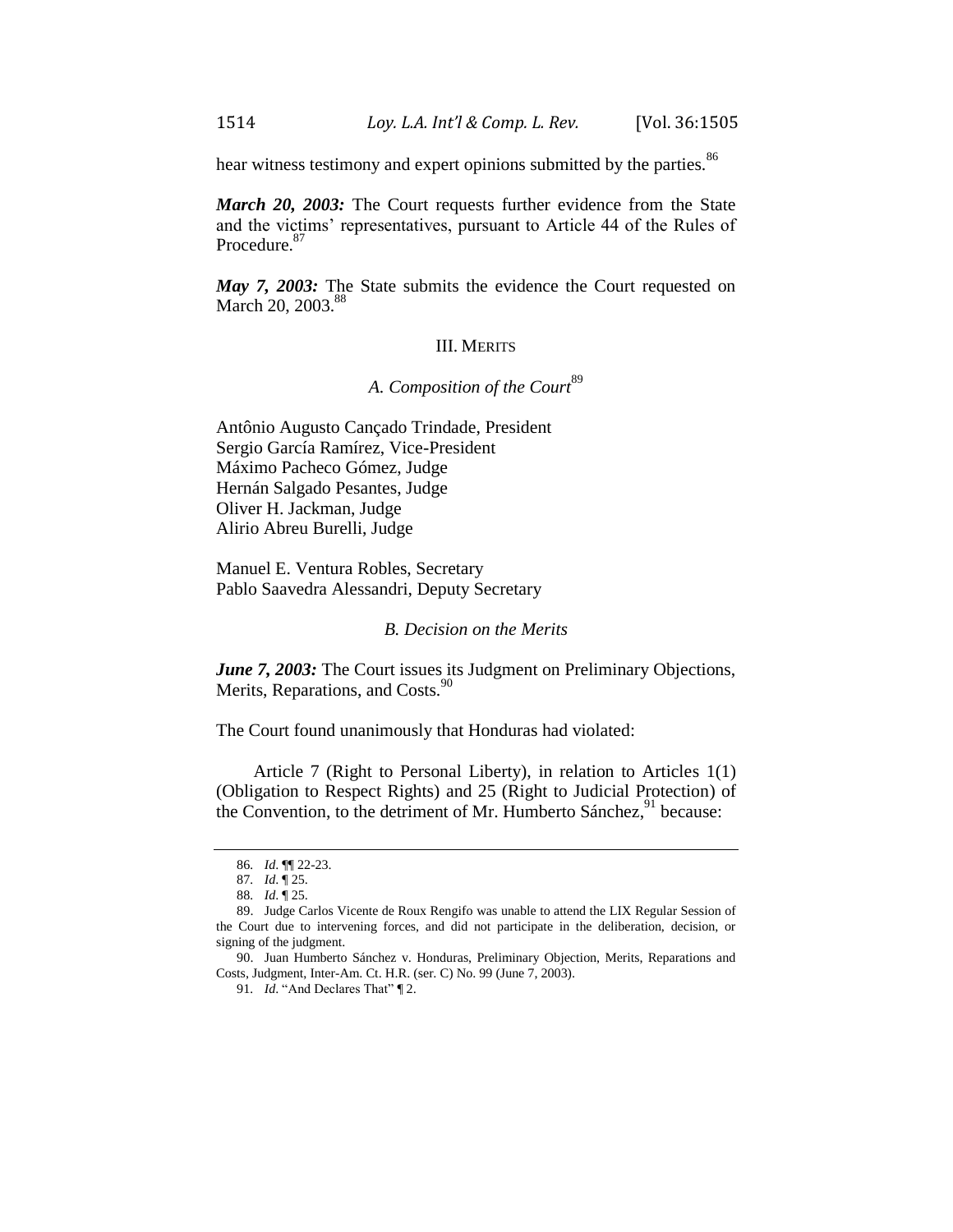hear witness testimony and expert opinions submitted by the parties.[86]

***March 20, 2003:*** The Court requests further evidence from the State and the victims' representatives, pursuant to Article 44 of the Rules of Procedure.[87]

***May 7, 2003:*** The State submits the evidence the Court requested on March 20, 2003.[88]

## III. Merits

### *A. Composition of the Court*[89]

Antônio Augusto Cançado Trindade, President
Sergio García Ramírez, Vice-President
Máximo Pacheco Gómez, Judge
Hernán Salgado Pesantes, Judge
Oliver H. Jackman, Judge
Alirio Abreu Burelli, Judge

Manuel E. Ventura Robles, Secretary
Pablo Saavedra Alessandri, Deputy Secretary

### *B. Decision on the Merits*

***June 7, 2003:*** The Court issues its Judgment on Preliminary Objections, Merits, Reparations, and Costs.[90]

The Court found unanimously that Honduras had violated:

Article 7 (Right to Personal Liberty), in relation to Articles 1(1) (Obligation to Respect Rights) and 25 (Right to Judicial Protection) of the Convention, to the detriment of Mr. Humberto Sánchez,[91] because:

---

86. *Id*. ¶¶ 22-23.

87. *Id*. ¶ 25.

88. *Id*. ¶ 25.

89. Judge Carlos Vicente de Roux Rengifo was unable to attend the LIX Regular Session of the Court due to intervening forces, and did not participate in the deliberation, decision, or signing of the judgment.

90. Juan Humberto Sánchez v. Honduras, Preliminary Objection, Merits, Reparations and Costs, Judgment, Inter-Am. Ct. H.R. (ser. C) No. 99 (June 7, 2003).

91. *Id*. "And Declares That" ¶ 2.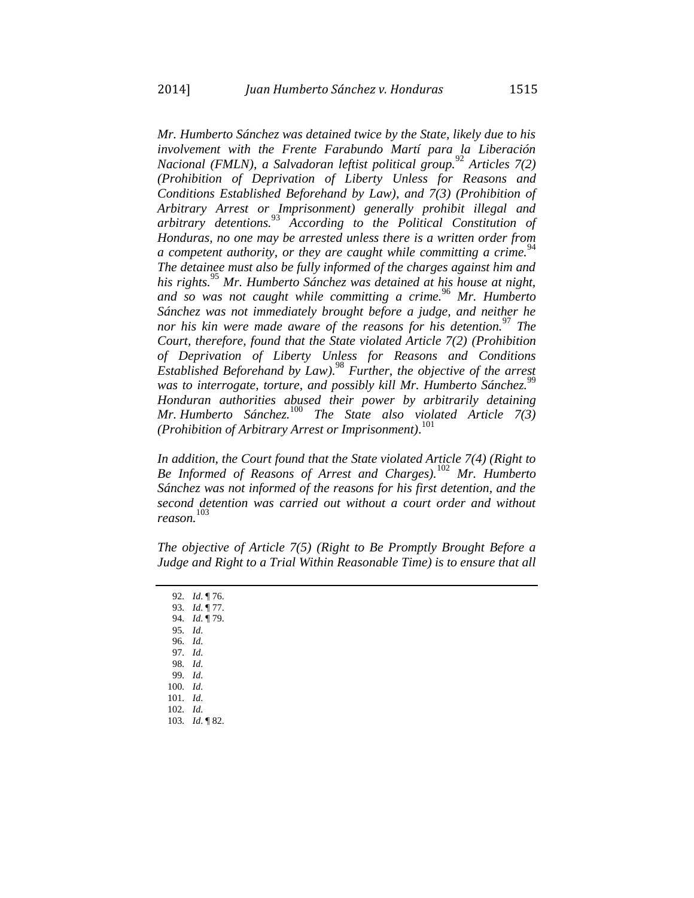*Mr. Humberto Sánchez was detained twice by the State, likely due to his involvement with the Frente Farabundo Martí para la Liberación Nacional (FMLN), a Salvadoran leftist political group.*[92] *Articles 7(2) (Prohibition of Deprivation of Liberty Unless for Reasons and Conditions Established Beforehand by Law), and 7(3) (Prohibition of Arbitrary Arrest or Imprisonment) generally prohibit illegal and arbitrary detentions.*[93] *According to the Political Constitution of Honduras, no one may be arrested unless there is a written order from a competent authority, or they are caught while committing a crime.*[94] *The detainee must also be fully informed of the charges against him and his rights.*[95] *Mr. Humberto Sánchez was detained at his house at night, and so was not caught while committing a crime.*[96] *Mr. Humberto Sánchez was not immediately brought before a judge, and neither he nor his kin were made aware of the reasons for his detention.*[97] *The Court, therefore, found that the State violated Article 7(2) (Prohibition of Deprivation of Liberty Unless for Reasons and Conditions Established Beforehand by Law).*[98] *Further, the objective of the arrest was to interrogate, torture, and possibly kill Mr. Humberto Sánchez.*[99] *Honduran authorities abused their power by arbitrarily detaining Mr. Humberto Sánchez.*[100] *The State also violated Article 7(3) (Prohibition of Arbitrary Arrest or Imprisonment).*[101]

*In addition, the Court found that the State violated Article 7(4) (Right to Be Informed of Reasons of Arrest and Charges).*[102] *Mr. Humberto Sánchez was not informed of the reasons for his first detention, and the second detention was carried out without a court order and without reason.*[103]

*The objective of Article 7(5) (Right to Be Promptly Brought Before a Judge and Right to a Trial Within Reasonable Time) is to ensure that all*

---

92. *Id*. ¶ 76.
93. *Id*. ¶ 77.
94. *Id*. ¶ 79.
95. *Id*.
96. *Id*.
97. *Id*.
98. *Id*.
99. *Id*.
100. *Id*.
101. *Id*.
102. *Id*.
103. *Id*. ¶ 82.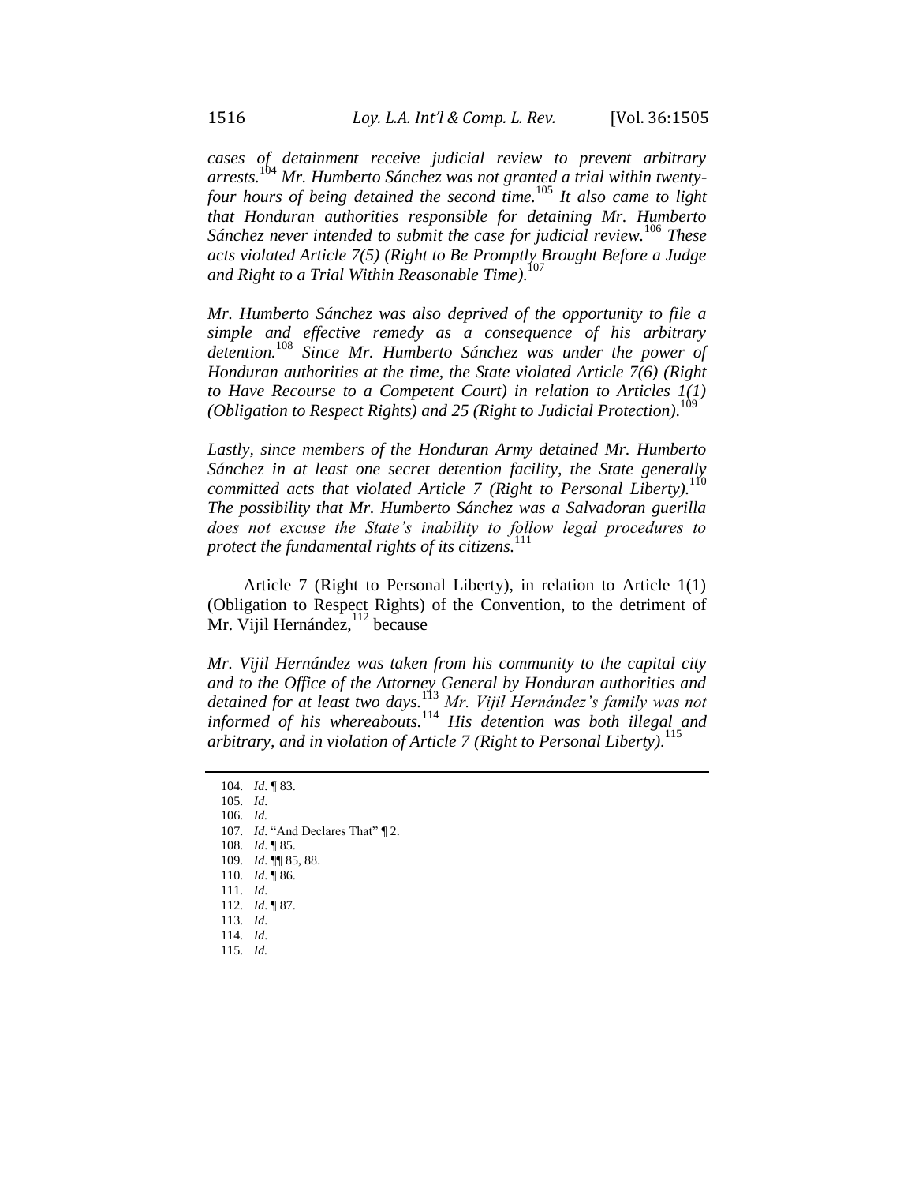*cases of detainment receive judicial review to prevent arbitrary arrests.*[104] *Mr. Humberto Sánchez was not granted a trial within twenty-four hours of being detained the second time.*[105] *It also came to light that Honduran authorities responsible for detaining Mr. Humberto Sánchez never intended to submit the case for judicial review.*[106] *These acts violated Article 7(5) (Right to Be Promptly Brought Before a Judge and Right to a Trial Within Reasonable Time).*[107]

*Mr. Humberto Sánchez was also deprived of the opportunity to file a simple and effective remedy as a consequence of his arbitrary detention.*[108] *Since Mr. Humberto Sánchez was under the power of Honduran authorities at the time, the State violated Article 7(6) (Right to Have Recourse to a Competent Court) in relation to Articles 1(1) (Obligation to Respect Rights) and 25 (Right to Judicial Protection).*[109]

*Lastly, since members of the Honduran Army detained Mr. Humberto Sánchez in at least one secret detention facility, the State generally committed acts that violated Article 7 (Right to Personal Liberty).*[110] *The possibility that Mr. Humberto Sánchez was a Salvadoran guerilla does not excuse the State's inability to follow legal procedures to protect the fundamental rights of its citizens.*[111]

Article 7 (Right to Personal Liberty), in relation to Article 1(1) (Obligation to Respect Rights) of the Convention, to the detriment of Mr. Vijil Hernández,[112] because

*Mr. Vijil Hernández was taken from his community to the capital city and to the Office of the Attorney General by Honduran authorities and detained for at least two days.*[113] *Mr. Vijil Hernández's family was not informed of his whereabouts.*[114] *His detention was both illegal and arbitrary, and in violation of Article 7 (Right to Personal Liberty).*[115]

---

104. *Id*. ¶ 83.
105. *Id*.
106. *Id.*
107. *Id*. "And Declares That" ¶ 2.
108. *Id*. ¶ 85.
109. *Id*. ¶¶ 85, 88.
110. *Id*. ¶ 86.
111. *Id*.
112. *Id*. ¶ 87.
113. *Id*.
114. *Id*.
115. *Id.*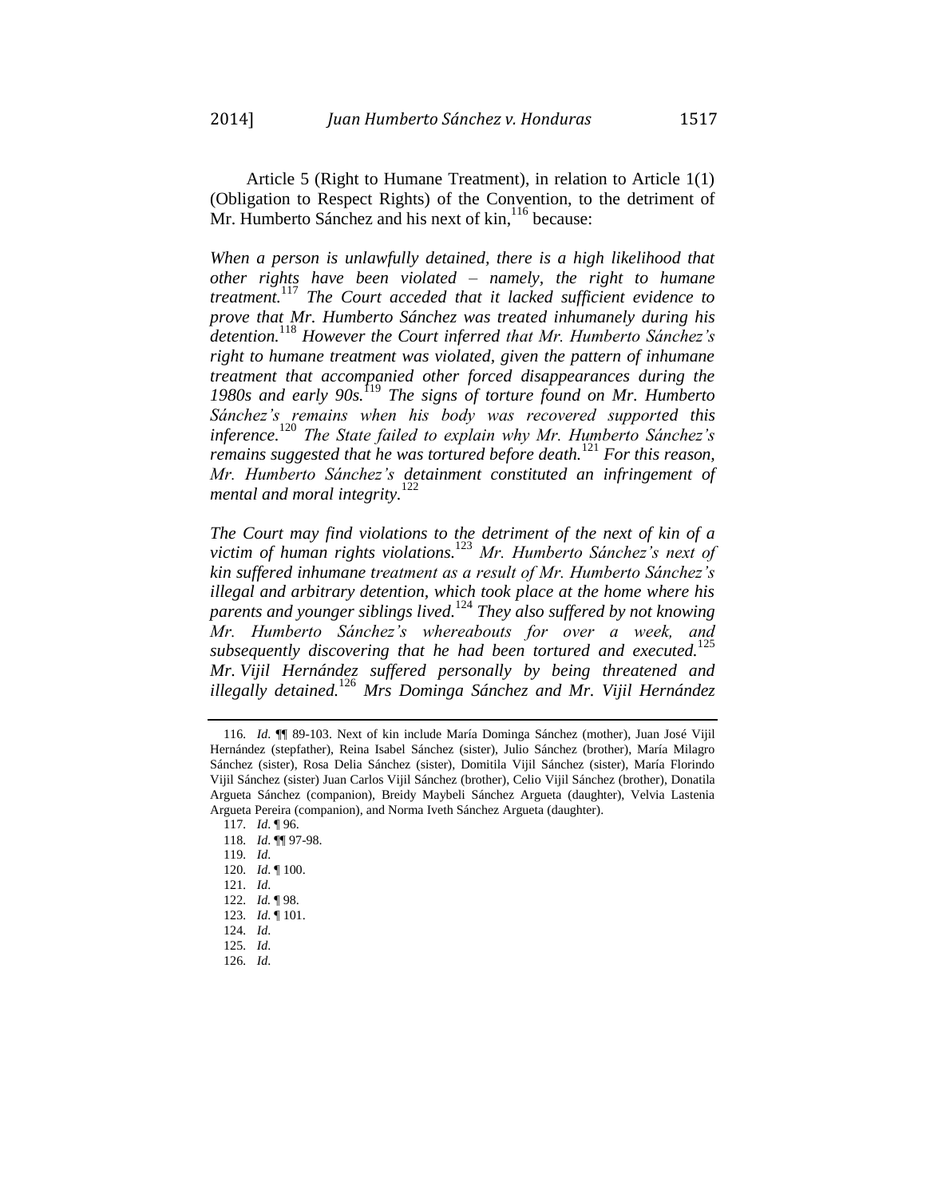Article 5 (Right to Humane Treatment), in relation to Article 1(1) (Obligation to Respect Rights) of the Convention, to the detriment of Mr. Humberto Sánchez and his next of kin,[116] because:

*When a person is unlawfully detained, there is a high likelihood that other rights have been violated – namely, the right to humane treatment.*[117] *The Court acceded that it lacked sufficient evidence to prove that Mr. Humberto Sánchez was treated inhumanely during his detention.*[118] *However the Court inferred that Mr. Humberto Sánchez's right to humane treatment was violated, given the pattern of inhumane treatment that accompanied other forced disappearances during the 1980s and early 90s.*[119] *The signs of torture found on Mr. Humberto Sánchez's remains when his body was recovered supported this inference.*[120] *The State failed to explain why Mr. Humberto Sánchez's remains suggested that he was tortured before death.*[121] *For this reason, Mr. Humberto Sánchez's detainment constituted an infringement of mental and moral integrity.*[122]

*The Court may find violations to the detriment of the next of kin of a victim of human rights violations.*[123] *Mr. Humberto Sánchez's next of kin suffered inhumane treatment as a result of Mr. Humberto Sánchez's illegal and arbitrary detention, which took place at the home where his parents and younger siblings lived.*[124] *They also suffered by not knowing Mr. Humberto Sánchez's whereabouts for over a week, and subsequently discovering that he had been tortured and executed.*[125] *Mr. Vijil Hernández suffered personally by being threatened and illegally detained.*[126] *Mrs Dominga Sánchez and Mr. Vijil Hernández*

---

116. *Id.* ¶¶ 89-103. Next of kin include María Dominga Sánchez (mother), Juan José Vijil Hernández (stepfather), Reina Isabel Sánchez (sister), Julio Sánchez (brother), María Milagro Sánchez (sister), Rosa Delia Sánchez (sister), Domitila Vijil Sánchez (sister), María Florindo Vijil Sánchez (sister) Juan Carlos Vijil Sánchez (brother), Celio Vijil Sánchez (brother), Donatila Argueta Sánchez (companion), Breidy Maybeli Sánchez Argueta (daughter), Velvia Lastenia Argueta Pereira (companion), and Norma Iveth Sánchez Argueta (daughter).

117. *Id.* ¶ 96.

118. *Id.* ¶¶ 97-98.

119. *Id.*

120. *Id.* ¶ 100.

121. *Id.*

122. *Id.* ¶ 98.

123. *Id.* ¶ 101.

124. *Id.*

125. *Id.*

126. *Id.*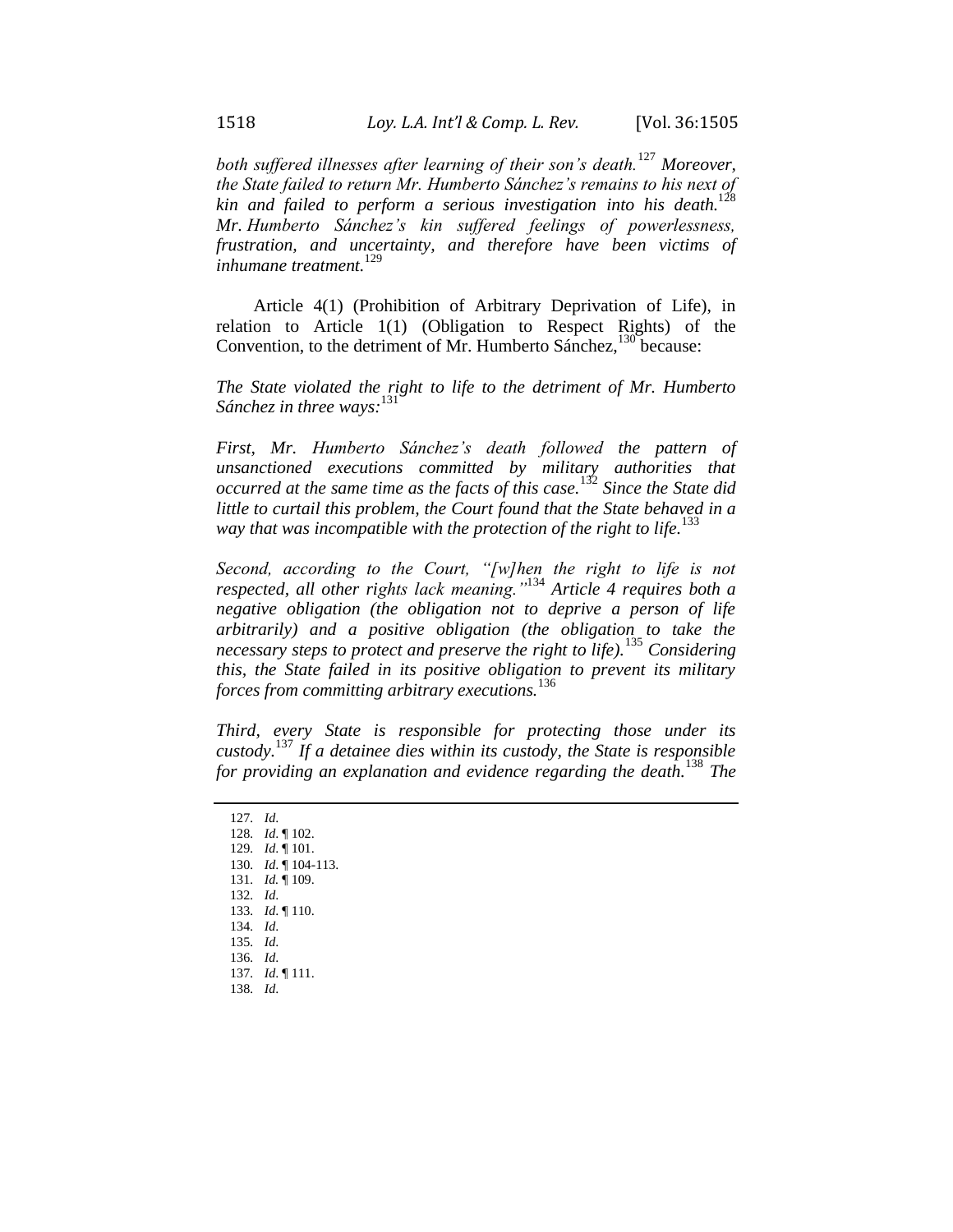*both suffered illnesses after learning of their son's death.*[127] *Moreover, the State failed to return Mr. Humberto Sánchez's remains to his next of kin and failed to perform a serious investigation into his death.*[128] *Mr. Humberto Sánchez's kin suffered feelings of powerlessness, frustration, and uncertainty, and therefore have been victims of inhumane treatment.*[129]

Article 4(1) (Prohibition of Arbitrary Deprivation of Life), in relation to Article 1(1) (Obligation to Respect Rights) of the Convention, to the detriment of Mr. Humberto Sánchez,[130] because:

*The State violated the right to life to the detriment of Mr. Humberto Sánchez in three ways:*[131]

*First, Mr. Humberto Sánchez's death followed the pattern of unsanctioned executions committed by military authorities that occurred at the same time as the facts of this case.*[132] *Since the State did little to curtail this problem, the Court found that the State behaved in a way that was incompatible with the protection of the right to life.*[133]

*Second, according to the Court, "[w]hen the right to life is not respected, all other rights lack meaning."*[134] *Article 4 requires both a negative obligation (the obligation not to deprive a person of life arbitrarily) and a positive obligation (the obligation to take the necessary steps to protect and preserve the right to life).*[135] *Considering this, the State failed in its positive obligation to prevent its military forces from committing arbitrary executions.*[136]

*Third, every State is responsible for protecting those under its custody.*[137] *If a detainee dies within its custody, the State is responsible for providing an explanation and evidence regarding the death.*[138] *The*

---

127. *Id*.
128. *Id*. ¶ 102.
129. *Id*. ¶ 101.
130. *Id*. ¶ 104-113.
131. *Id*. ¶ 109.
132. *Id*.
133. *Id*. ¶ 110.
134. *Id*.
135. *Id*.
136. *Id*.
137. *Id*. ¶ 111.
138. *Id*.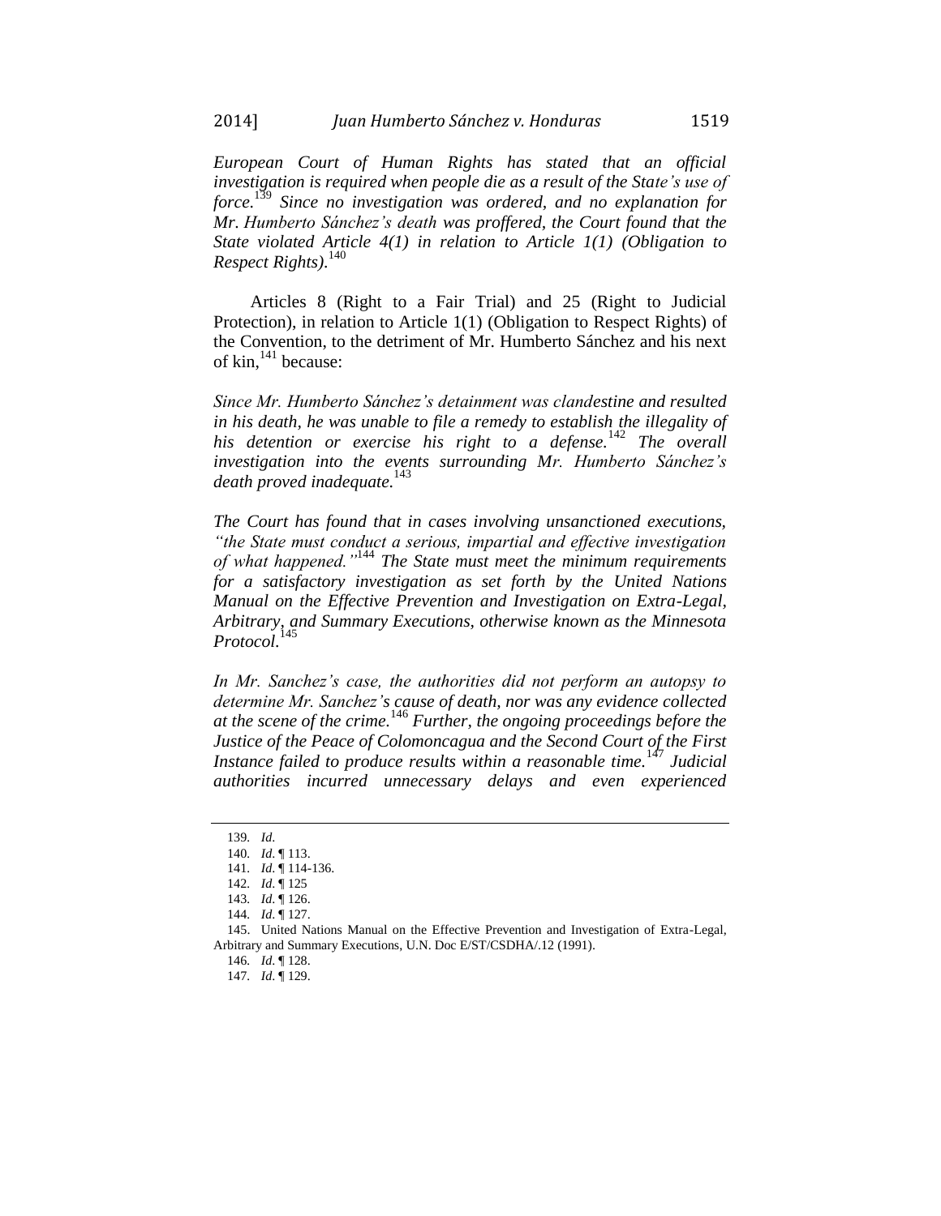*European Court of Human Rights has stated that an official investigation is required when people die as a result of the State's use of force.*[139] *Since no investigation was ordered, and no explanation for Mr. Humberto Sánchez's death was proffered, the Court found that the State violated Article 4(1) in relation to Article 1(1) (Obligation to Respect Rights).*[140]

Articles 8 (Right to a Fair Trial) and 25 (Right to Judicial Protection), in relation to Article 1(1) (Obligation to Respect Rights) of the Convention, to the detriment of Mr. Humberto Sánchez and his next of kin,[141] because:

*Since Mr. Humberto Sánchez's detainment was clandestine and resulted in his death, he was unable to file a remedy to establish the illegality of his detention or exercise his right to a defense.*[142] *The overall investigation into the events surrounding Mr. Humberto Sánchez's death proved inadequate.*[143]

*The Court has found that in cases involving unsanctioned executions, "the State must conduct a serious, impartial and effective investigation of what happened."*[144] *The State must meet the minimum requirements for a satisfactory investigation as set forth by the United Nations Manual on the Effective Prevention and Investigation on Extra-Legal, Arbitrary, and Summary Executions, otherwise known as the Minnesota Protocol.*[145]

*In Mr. Sanchez's case, the authorities did not perform an autopsy to determine Mr. Sanchez's cause of death, nor was any evidence collected at the scene of the crime.*[146] *Further, the ongoing proceedings before the Justice of the Peace of Colomoncagua and the Second Court of the First Instance failed to produce results within a reasonable time.*[147] *Judicial authorities incurred unnecessary delays and even experienced*

---

139. *Id*.
140. *Id*. ¶ 113.
141. *Id*. ¶ 114-136.
142. *Id*. ¶ 125
143. *Id*. ¶ 126.
144. *Id*. ¶ 127.
145. United Nations Manual on the Effective Prevention and Investigation of Extra-Legal, Arbitrary and Summary Executions, U.N. Doc E/ST/CSDHA/.12 (1991).
146. *Id*. ¶ 128.
147. *Id*. ¶ 129.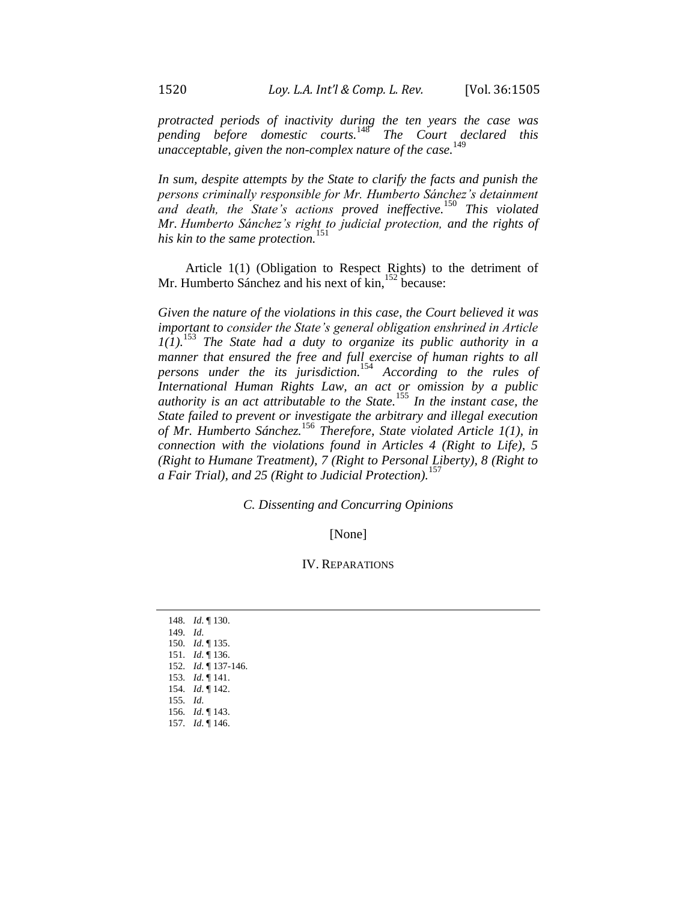*protracted periods of inactivity during the ten years the case was pending before domestic courts.*[148] *The Court declared this unacceptable, given the non-complex nature of the case.*[149]

*In sum, despite attempts by the State to clarify the facts and punish the persons criminally responsible for Mr. Humberto Sánchez's detainment and death, the State's actions proved ineffective.*[150] *This violated Mr. Humberto Sánchez's right to judicial protection, and the rights of his kin to the same protection.*[151]

Article 1(1) (Obligation to Respect Rights) to the detriment of Mr. Humberto Sánchez and his next of kin,[152] because:

*Given the nature of the violations in this case, the Court believed it was important to consider the State's general obligation enshrined in Article 1(1).*[153] *The State had a duty to organize its public authority in a manner that ensured the free and full exercise of human rights to all persons under the its jurisdiction.*[154] *According to the rules of International Human Rights Law, an act or omission by a public authority is an act attributable to the State.*[155] *In the instant case, the State failed to prevent or investigate the arbitrary and illegal execution of Mr. Humberto Sánchez.*[156] *Therefore, State violated Article 1(1), in connection with the violations found in Articles 4 (Right to Life), 5 (Right to Humane Treatment), 7 (Right to Personal Liberty), 8 (Right to a Fair Trial), and 25 (Right to Judicial Protection).*[157]

### *C. Dissenting and Concurring Opinions*

[None]

## IV. REPARATIONS

---

148. *Id.* ¶ 130.
149. *Id.*
150. *Id.* ¶ 135.
151. *Id.* ¶ 136.
152. *Id.* ¶ 137-146.
153. *Id.* ¶ 141.
154. *Id.* ¶ 142.
155. *Id.*
156. *Id.* ¶ 143.
157. *Id.* ¶ 146.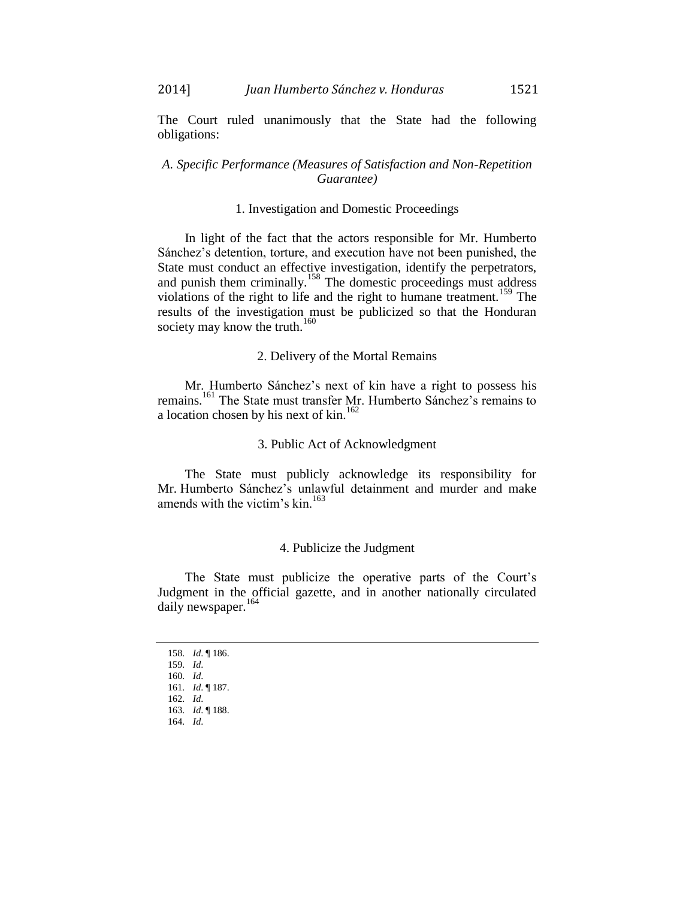The Court ruled unanimously that the State had the following obligations:

### *A. Specific Performance (Measures of Satisfaction and Non-Repetition Guarantee)*

#### 1. Investigation and Domestic Proceedings

In light of the fact that the actors responsible for Mr. Humberto Sánchez's detention, torture, and execution have not been punished, the State must conduct an effective investigation, identify the perpetrators, and punish them criminally.[158] The domestic proceedings must address violations of the right to life and the right to humane treatment.[159] The results of the investigation must be publicized so that the Honduran society may know the truth.[160]

#### 2. Delivery of the Mortal Remains

Mr. Humberto Sánchez's next of kin have a right to possess his remains.[161] The State must transfer Mr. Humberto Sánchez's remains to a location chosen by his next of kin.[162]

#### 3. Public Act of Acknowledgment

The State must publicly acknowledge its responsibility for Mr. Humberto Sánchez's unlawful detainment and murder and make amends with the victim's kin.[163]

#### 4. Publicize the Judgment

The State must publicize the operative parts of the Court's Judgment in the official gazette, and in another nationally circulated daily newspaper.[164]

---

158. *Id*. ¶ 186.
159. *Id*.
160. *Id*.
161. *Id*. ¶ 187.
162. *Id*.
163. *Id*. ¶ 188.
164. *Id*.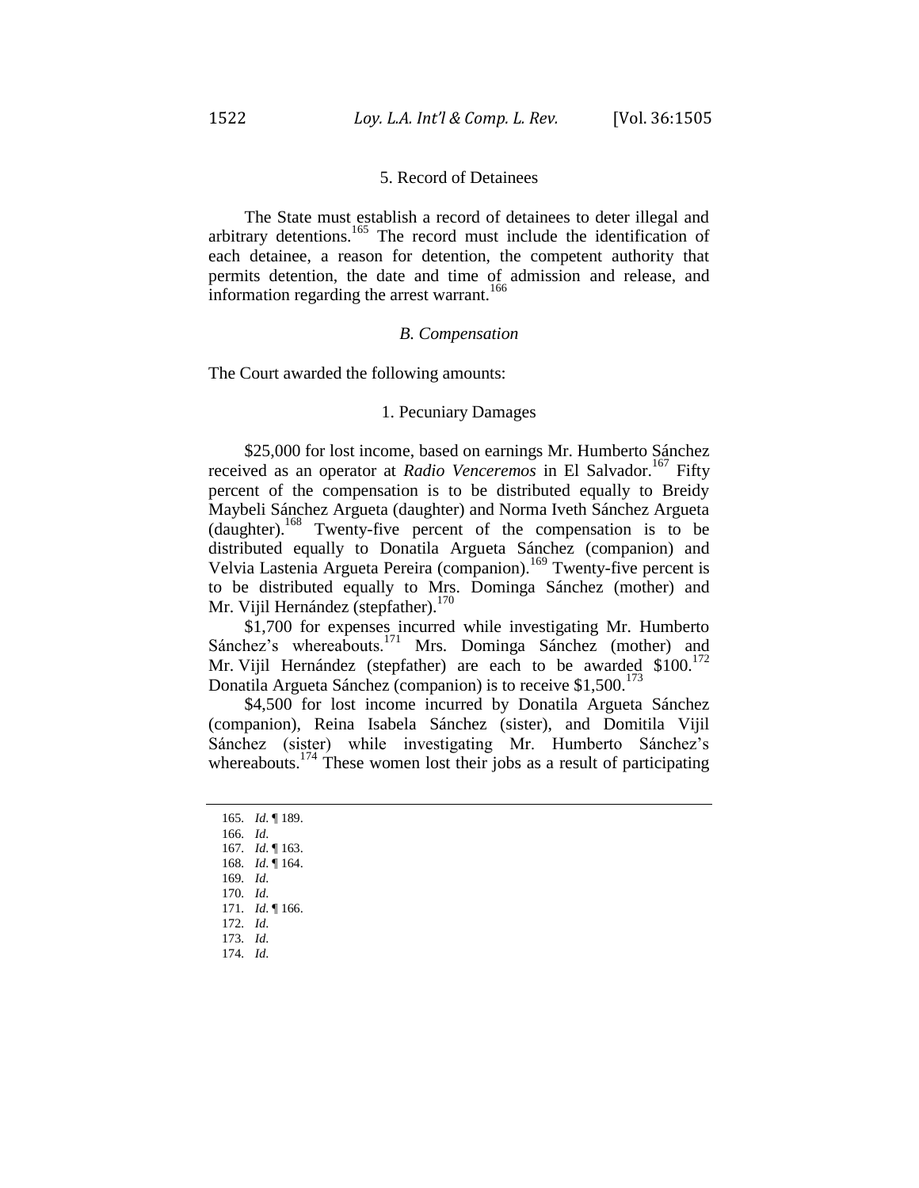5. Record of Detainees

The State must establish a record of detainees to deter illegal and arbitrary detentions.[165] The record must include the identification of each detainee, a reason for detention, the competent authority that permits detention, the date and time of admission and release, and information regarding the arrest warrant.[166]

*B. Compensation*

The Court awarded the following amounts:

1. Pecuniary Damages

$25,000 for lost income, based on earnings Mr. Humberto Sánchez received as an operator at *Radio Venceremos* in El Salvador.[167] Fifty percent of the compensation is to be distributed equally to Breidy Maybeli Sánchez Argueta (daughter) and Norma Iveth Sánchez Argueta (daughter).[168] Twenty-five percent of the compensation is to be distributed equally to Donatila Argueta Sánchez (companion) and Velvia Lastenia Argueta Pereira (companion).[169] Twenty-five percent is to be distributed equally to Mrs. Dominga Sánchez (mother) and Mr. Vijil Hernández (stepfather).[170]

$1,700 for expenses incurred while investigating Mr. Humberto Sánchez's whereabouts.[171] Mrs. Dominga Sánchez (mother) and Mr. Vijil Hernández (stepfather) are each to be awarded $100.[172] Donatila Argueta Sánchez (companion) is to receive $1,500.[173]

$4,500 for lost income incurred by Donatila Argueta Sánchez (companion), Reina Isabela Sánchez (sister), and Domitila Vijil Sánchez (sister) while investigating Mr. Humberto Sánchez's whereabouts.[174] These women lost their jobs as a result of participating

---

165. *Id*. ¶ 189.
166. *Id*.
167. *Id*. ¶ 163.
168. *Id*. ¶ 164.
169. *Id*.
170. *Id*.
171. *Id*. ¶ 166.
172. *Id*.
173. *Id*.
174. *Id*.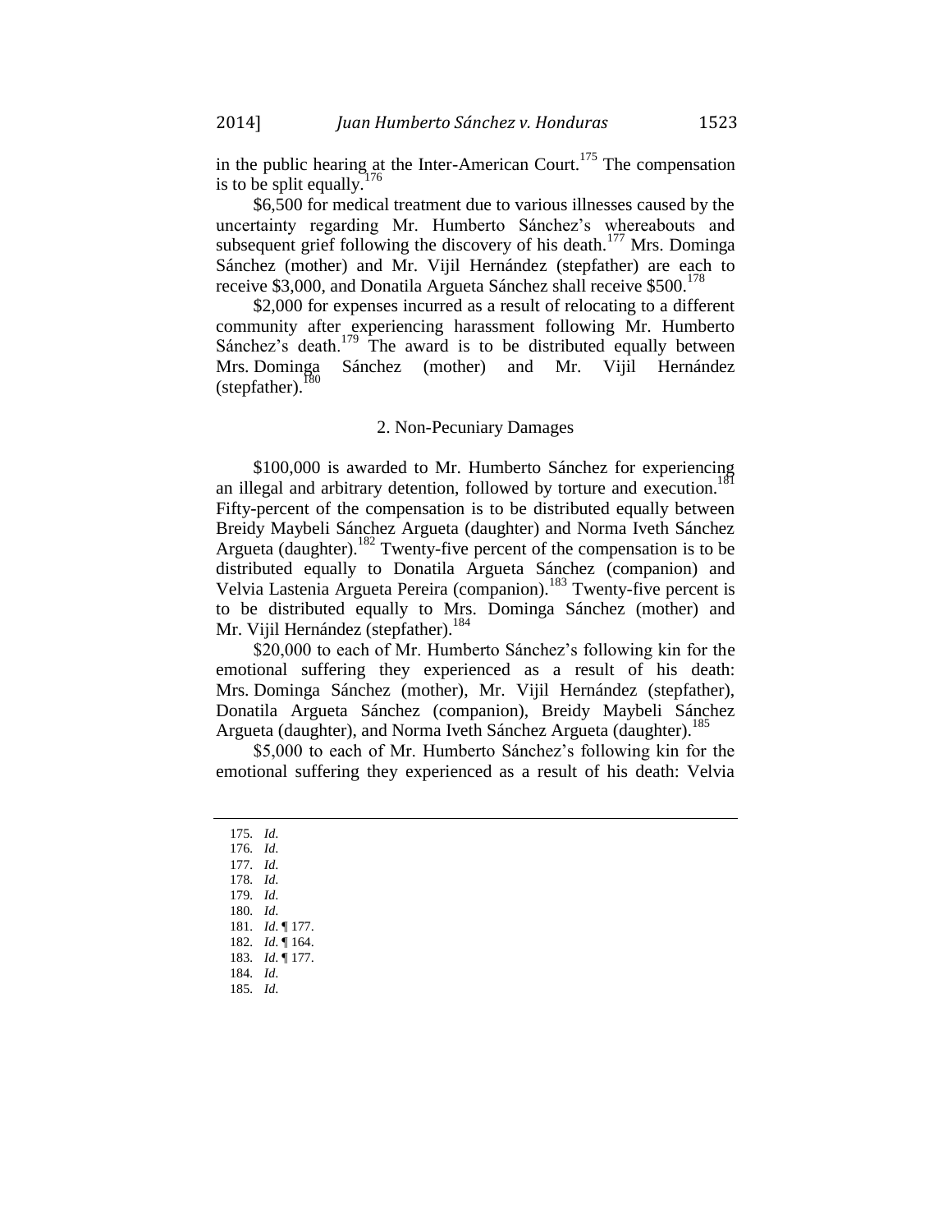in the public hearing at the Inter-American Court.[175] The compensation is to be split equally.[176]

$6,500 for medical treatment due to various illnesses caused by the uncertainty regarding Mr. Humberto Sánchez's whereabouts and subsequent grief following the discovery of his death.[177] Mrs. Dominga Sánchez (mother) and Mr. Vijil Hernández (stepfather) are each to receive $3,000, and Donatila Argueta Sánchez shall receive $500.[178]

$2,000 for expenses incurred as a result of relocating to a different community after experiencing harassment following Mr. Humberto Sánchez's death.[179] The award is to be distributed equally between Mrs. Dominga Sánchez (mother) and Mr. Vijil Hernández (stepfather).[180]

### 2. Non-Pecuniary Damages

$100,000 is awarded to Mr. Humberto Sánchez for experiencing an illegal and arbitrary detention, followed by torture and execution.[181] Fifty-percent of the compensation is to be distributed equally between Breidy Maybeli Sánchez Argueta (daughter) and Norma Iveth Sánchez Argueta (daughter).[182] Twenty-five percent of the compensation is to be distributed equally to Donatila Argueta Sánchez (companion) and Velvia Lastenia Argueta Pereira (companion).[183] Twenty-five percent is to be distributed equally to Mrs. Dominga Sánchez (mother) and Mr. Vijil Hernández (stepfather).[184]

$20,000 to each of Mr. Humberto Sánchez's following kin for the emotional suffering they experienced as a result of his death: Mrs. Dominga Sánchez (mother), Mr. Vijil Hernández (stepfather), Donatila Argueta Sánchez (companion), Breidy Maybeli Sánchez Argueta (daughter), and Norma Iveth Sánchez Argueta (daughter).[185]

$5,000 to each of Mr. Humberto Sánchez's following kin for the emotional suffering they experienced as a result of his death: Velvia

---

175. *Id.*
176. *Id.*
177. *Id.*
178. *Id.*
179. *Id.*
180. *Id.*
181. *Id.* ¶ 177.
182. *Id.* ¶ 164.
183. *Id.* ¶ 177.
184. *Id.*
185. *Id.*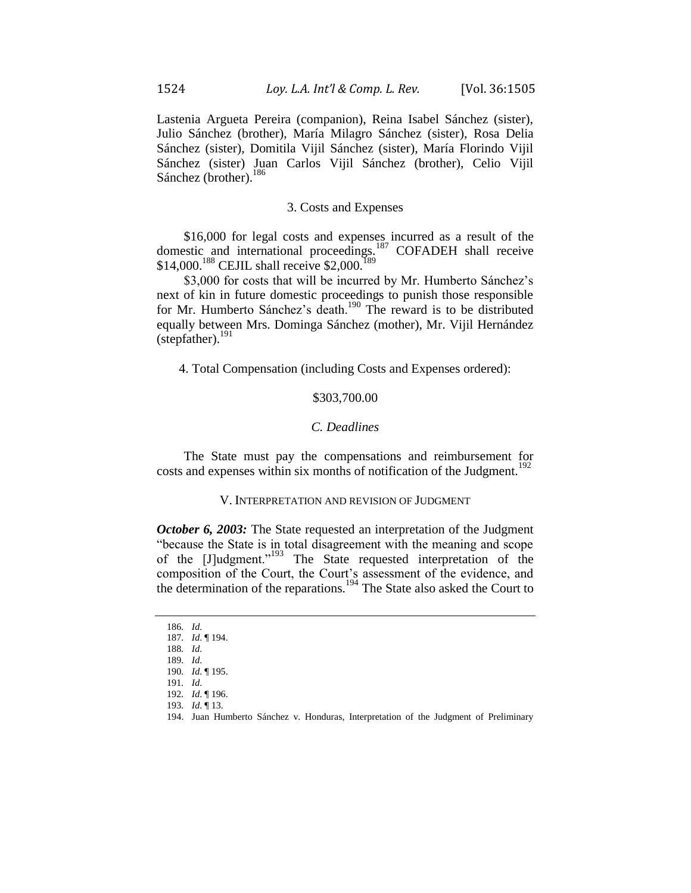Lastenia Argueta Pereira (companion), Reina Isabel Sánchez (sister), Julio Sánchez (brother), María Milagro Sánchez (sister), Rosa Delia Sánchez (sister), Domitila Vijil Sánchez (sister), María Florindo Vijil Sánchez (sister) Juan Carlos Vijil Sánchez (brother), Celio Vijil Sánchez (brother).[186]

### 3. Costs and Expenses

$16,000 for legal costs and expenses incurred as a result of the domestic and international proceedings.[187] COFADEH shall receive $14,000.[188] CEJIL shall receive $2,000.[189]

$3,000 for costs that will be incurred by Mr. Humberto Sánchez's next of kin in future domestic proceedings to punish those responsible for Mr. Humberto Sánchez's death.[190] The reward is to be distributed equally between Mrs. Dominga Sánchez (mother), Mr. Vijil Hernández (stepfather).[191]

### 4. Total Compensation (including Costs and Expenses ordered):

$303,700.00

## *C. Deadlines*

The State must pay the compensations and reimbursement for costs and expenses within six months of notification of the Judgment.[192]

## V. Interpretation and revision of Judgment

***October 6, 2003:*** The State requested an interpretation of the Judgment "because the State is in total disagreement with the meaning and scope of the [J]udgment."[193] The State requested interpretation of the composition of the Court, the Court's assessment of the evidence, and the determination of the reparations.[194] The State also asked the Court to

---

186. *Id*.
187. *Id*. ¶ 194.
188. *Id*.
189. *Id*.
190. *Id*. ¶ 195.
191. *Id*.
192. *Id*. ¶ 196.
193. *Id*. ¶ 13.
194. Juan Humberto Sánchez v. Honduras, Interpretation of the Judgment of Preliminary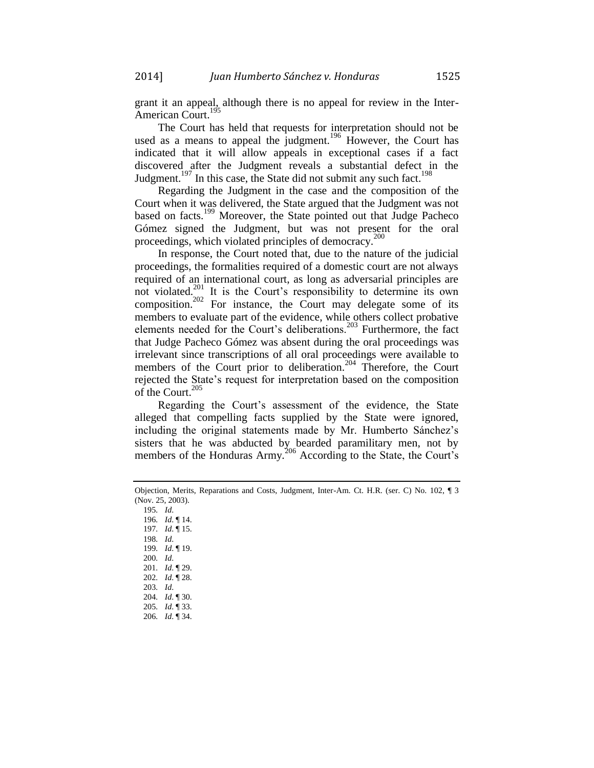grant it an appeal, although there is no appeal for review in the Inter-American Court.[195]

The Court has held that requests for interpretation should not be used as a means to appeal the judgment.[196] However, the Court has indicated that it will allow appeals in exceptional cases if a fact discovered after the Judgment reveals a substantial defect in the Judgment.[197] In this case, the State did not submit any such fact.[198]

Regarding the Judgment in the case and the composition of the Court when it was delivered, the State argued that the Judgment was not based on facts.[199] Moreover, the State pointed out that Judge Pacheco Gómez signed the Judgment, but was not present for the oral proceedings, which violated principles of democracy.[200]

In response, the Court noted that, due to the nature of the judicial proceedings, the formalities required of a domestic court are not always required of an international court, as long as adversarial principles are not violated.[201] It is the Court's responsibility to determine its own composition.[202] For instance, the Court may delegate some of its members to evaluate part of the evidence, while others collect probative elements needed for the Court's deliberations.[203] Furthermore, the fact that Judge Pacheco Gómez was absent during the oral proceedings was irrelevant since transcriptions of all oral proceedings were available to members of the Court prior to deliberation.[204] Therefore, the Court rejected the State's request for interpretation based on the composition of the Court.[205]

Regarding the Court's assessment of the evidence, the State alleged that compelling facts supplied by the State were ignored, including the original statements made by Mr. Humberto Sánchez's sisters that he was abducted by bearded paramilitary men, not by members of the Honduras Army.[206] According to the State, the Court's

---

Objection, Merits, Reparations and Costs, Judgment, Inter-Am. Ct. H.R. (ser. C) No. 102, ¶ 3 (Nov. 25, 2003).

195. *Id*.
196. *Id*. ¶ 14.
197. *Id*. ¶ 15.
198. *Id*.
199. *Id*. ¶ 19.
200. *Id*.
201. *Id*. ¶ 29.
202. *Id*. ¶ 28.
203. *Id*.
204. *Id*. ¶ 30.
205. *Id*. ¶ 33.
206. *Id*. ¶ 34.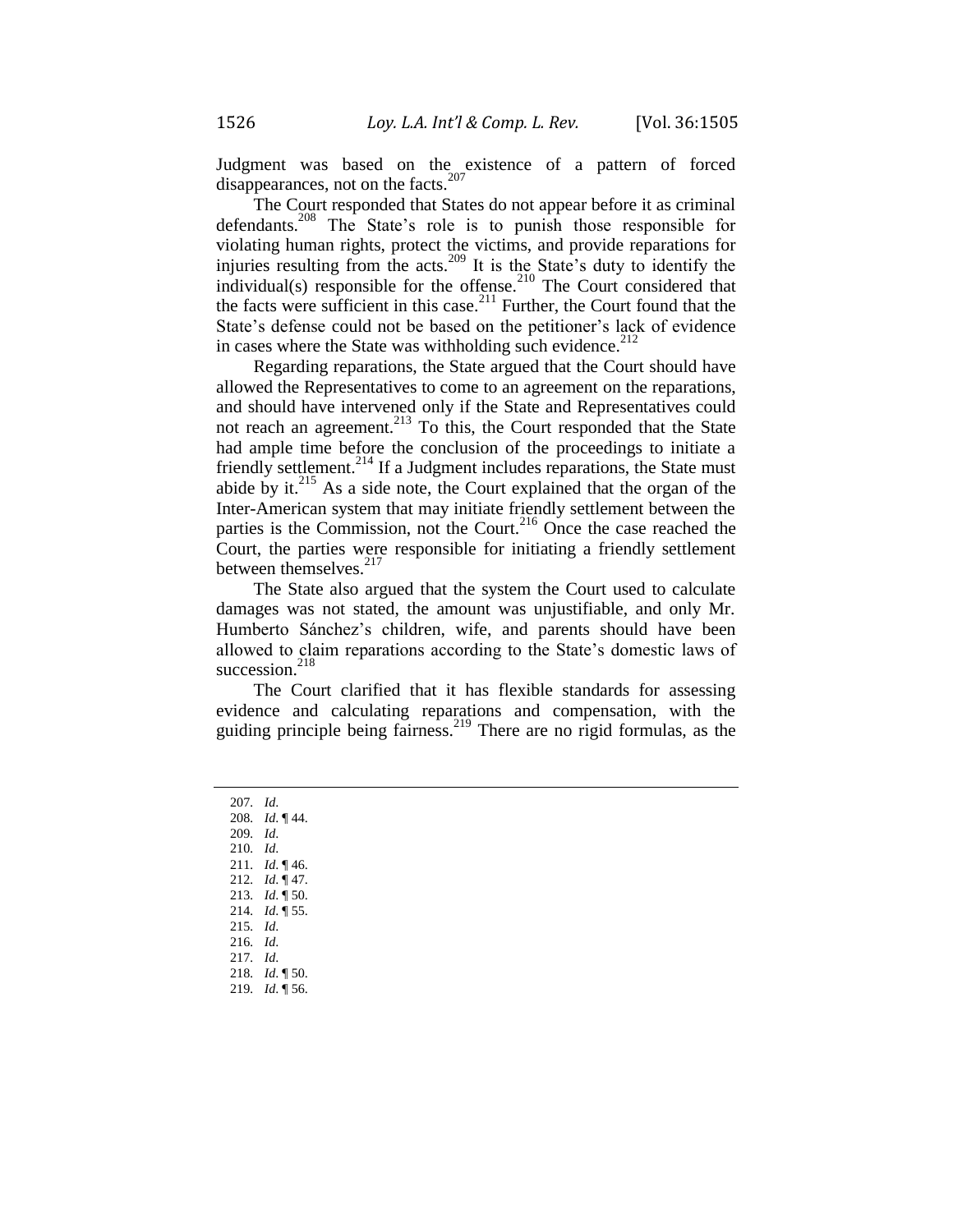Judgment was based on the existence of a pattern of forced disappearances, not on the facts.[207]

The Court responded that States do not appear before it as criminal defendants.[208] The State's role is to punish those responsible for violating human rights, protect the victims, and provide reparations for injuries resulting from the acts.[209] It is the State's duty to identify the individual(s) responsible for the offense.[210] The Court considered that the facts were sufficient in this case.[211] Further, the Court found that the State's defense could not be based on the petitioner's lack of evidence in cases where the State was withholding such evidence.[212]

Regarding reparations, the State argued that the Court should have allowed the Representatives to come to an agreement on the reparations, and should have intervened only if the State and Representatives could not reach an agreement.[213] To this, the Court responded that the State had ample time before the conclusion of the proceedings to initiate a friendly settlement.[214] If a Judgment includes reparations, the State must abide by it.[215] As a side note, the Court explained that the organ of the Inter-American system that may initiate friendly settlement between the parties is the Commission, not the Court.[216] Once the case reached the Court, the parties were responsible for initiating a friendly settlement between themselves.[217]

The State also argued that the system the Court used to calculate damages was not stated, the amount was unjustifiable, and only Mr. Humberto Sánchez's children, wife, and parents should have been allowed to claim reparations according to the State's domestic laws of succession.[218]

The Court clarified that it has flexible standards for assessing evidence and calculating reparations and compensation, with the guiding principle being fairness.[219] There are no rigid formulas, as the

207. *Id.*
208. *Id.* ¶ 44.
209. *Id.*
210. *Id.*
211. *Id.* ¶ 46.
212. *Id.* ¶ 47.
213. *Id.* ¶ 50.
214. *Id.* ¶ 55.
215. *Id.*
216. *Id.*
217. *Id.*
218. *Id.* ¶ 50.
219. *Id.* ¶ 56.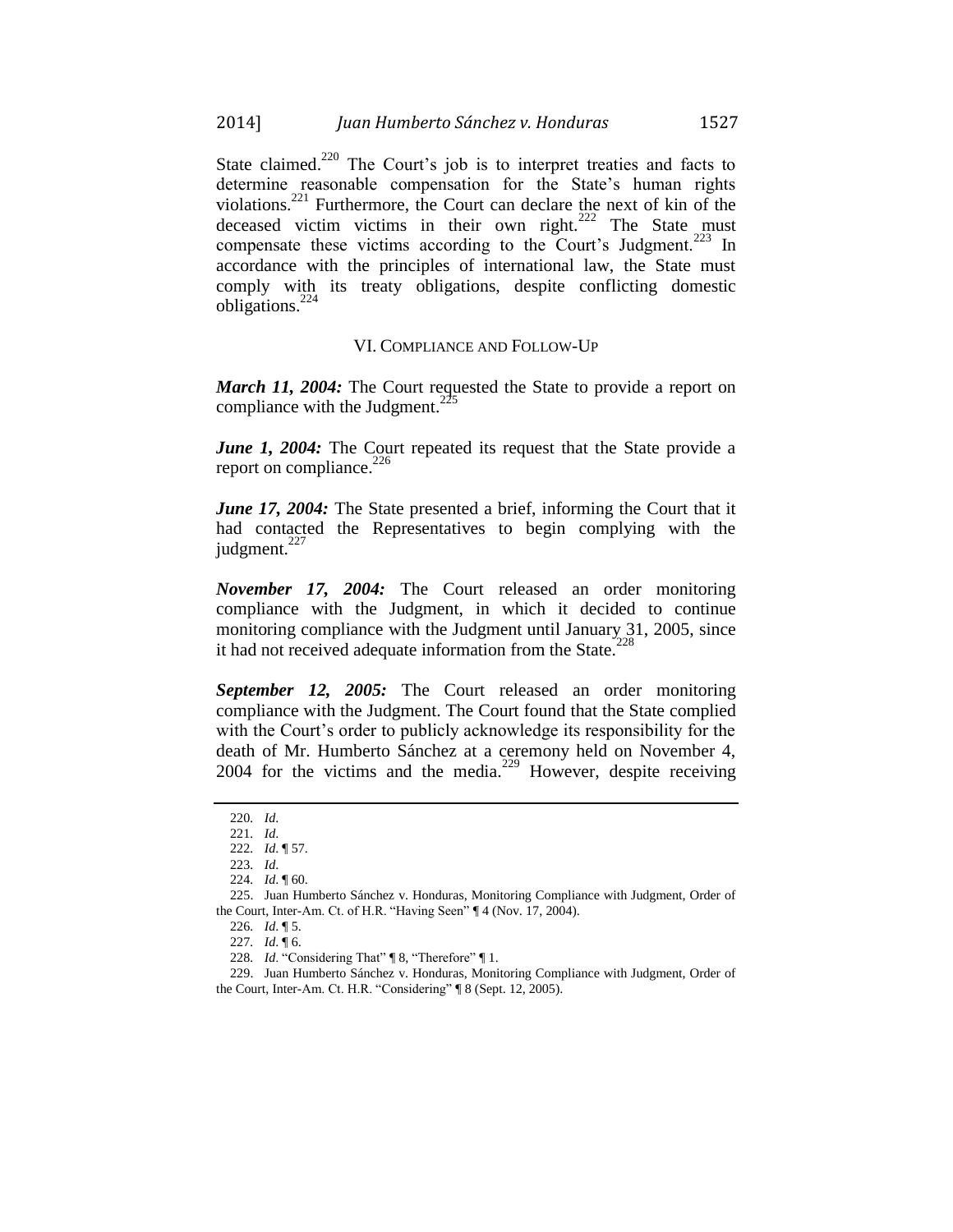State claimed.[220] The Court's job is to interpret treaties and facts to determine reasonable compensation for the State's human rights violations.[221] Furthermore, the Court can declare the next of kin of the deceased victim victims in their own right.[222] The State must compensate these victims according to the Court's Judgment.[223] In accordance with the principles of international law, the State must comply with its treaty obligations, despite conflicting domestic obligations.[224]

## VI. Compliance and Follow-Up

***March 11, 2004:*** The Court requested the State to provide a report on compliance with the Judgment.[225]

***June 1, 2004:*** The Court repeated its request that the State provide a report on compliance.[226]

***June 17, 2004:*** The State presented a brief, informing the Court that it had contacted the Representatives to begin complying with the judgment.[227]

***November 17, 2004:*** The Court released an order monitoring compliance with the Judgment, in which it decided to continue monitoring compliance with the Judgment until January 31, 2005, since it had not received adequate information from the State.[228]

***September 12, 2005:*** The Court released an order monitoring compliance with the Judgment. The Court found that the State complied with the Court's order to publicly acknowledge its responsibility for the death of Mr. Humberto Sánchez at a ceremony held on November 4, 2004 for the victims and the media.[229] However, despite receiving

---

220. *Id*.
221. *Id*.
222. *Id*. ¶ 57.
223. *Id*.
224. *Id*. ¶ 60.
225. Juan Humberto Sánchez v. Honduras, Monitoring Compliance with Judgment, Order of the Court, Inter-Am. Ct. of H.R. "Having Seen" ¶ 4 (Nov. 17, 2004).
226. *Id*. ¶ 5.
227. *Id*. ¶ 6.
228. *Id*. "Considering That" ¶ 8, "Therefore" ¶ 1.
229. Juan Humberto Sánchez v. Honduras, Monitoring Compliance with Judgment, Order of the Court, Inter-Am. Ct. H.R. "Considering" ¶ 8 (Sept. 12, 2005).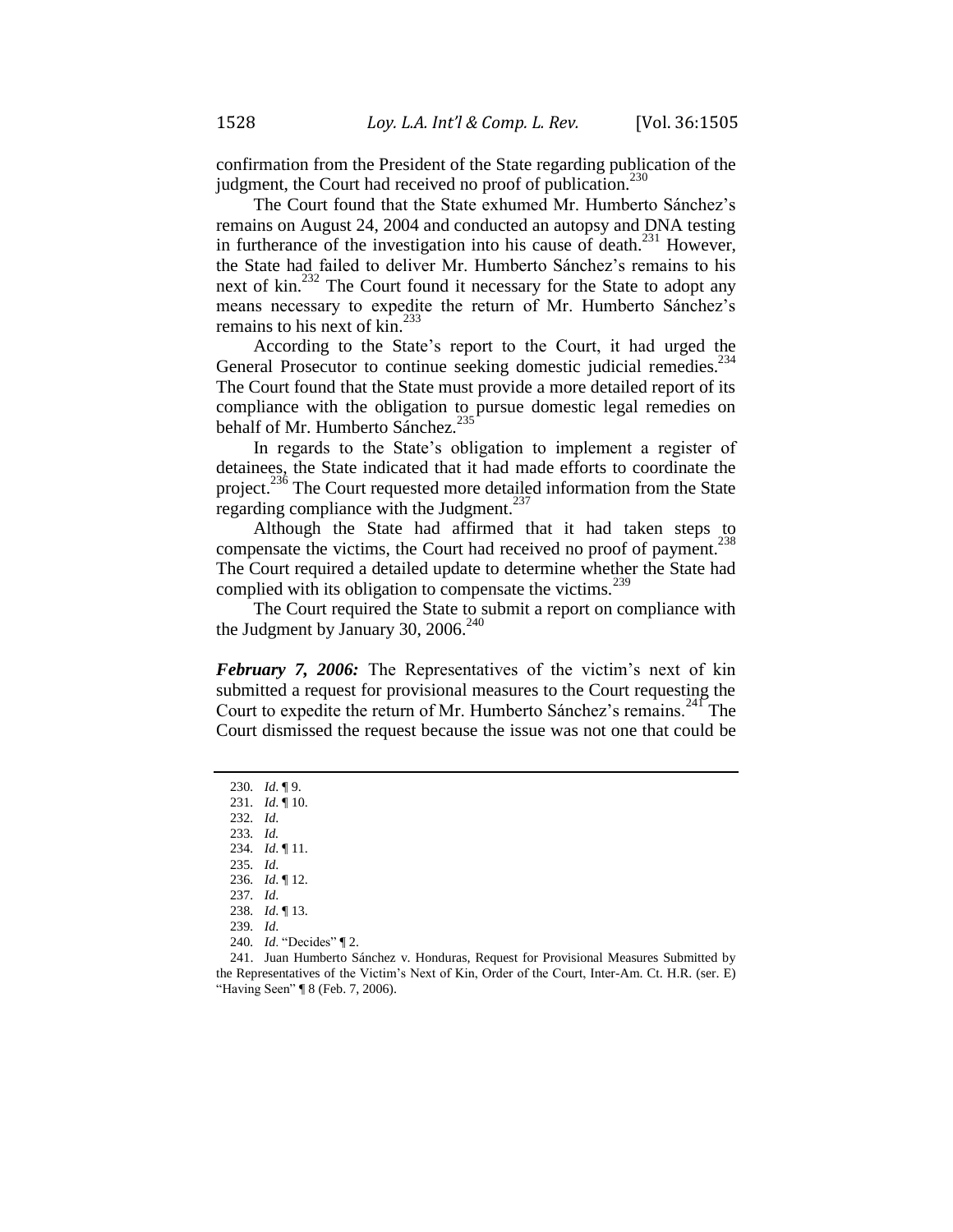confirmation from the President of the State regarding publication of the judgment, the Court had received no proof of publication.[230]

The Court found that the State exhumed Mr. Humberto Sánchez's remains on August 24, 2004 and conducted an autopsy and DNA testing in furtherance of the investigation into his cause of death.[231] However, the State had failed to deliver Mr. Humberto Sánchez's remains to his next of kin.[232] The Court found it necessary for the State to adopt any means necessary to expedite the return of Mr. Humberto Sánchez's remains to his next of kin.[233]

According to the State's report to the Court, it had urged the General Prosecutor to continue seeking domestic judicial remedies.[234] The Court found that the State must provide a more detailed report of its compliance with the obligation to pursue domestic legal remedies on behalf of Mr. Humberto Sánchez.[235]

In regards to the State's obligation to implement a register of detainees, the State indicated that it had made efforts to coordinate the project.[236] The Court requested more detailed information from the State regarding compliance with the Judgment.[237]

Although the State had affirmed that it had taken steps to compensate the victims, the Court had received no proof of payment.[238] The Court required a detailed update to determine whether the State had complied with its obligation to compensate the victims.[239]

The Court required the State to submit a report on compliance with the Judgment by January 30, 2006.[240]

***February 7, 2006:*** The Representatives of the victim's next of kin submitted a request for provisional measures to the Court requesting the Court to expedite the return of Mr. Humberto Sánchez's remains.[241] The Court dismissed the request because the issue was not one that could be

---

230. *Id*. ¶ 9.
231. *Id*. ¶ 10.
232. *Id*.
233. *Id.*
234. *Id*. ¶ 11.
235. *Id*.
236. *Id*. ¶ 12.
237. *Id*.
238. *Id*. ¶ 13.
239. *Id*.
240. *Id*. "Decides" ¶ 2.
241. Juan Humberto Sánchez v. Honduras, Request for Provisional Measures Submitted by the Representatives of the Victim's Next of Kin, Order of the Court, Inter-Am. Ct. H.R. (ser. E) "Having Seen" ¶ 8 (Feb. 7, 2006).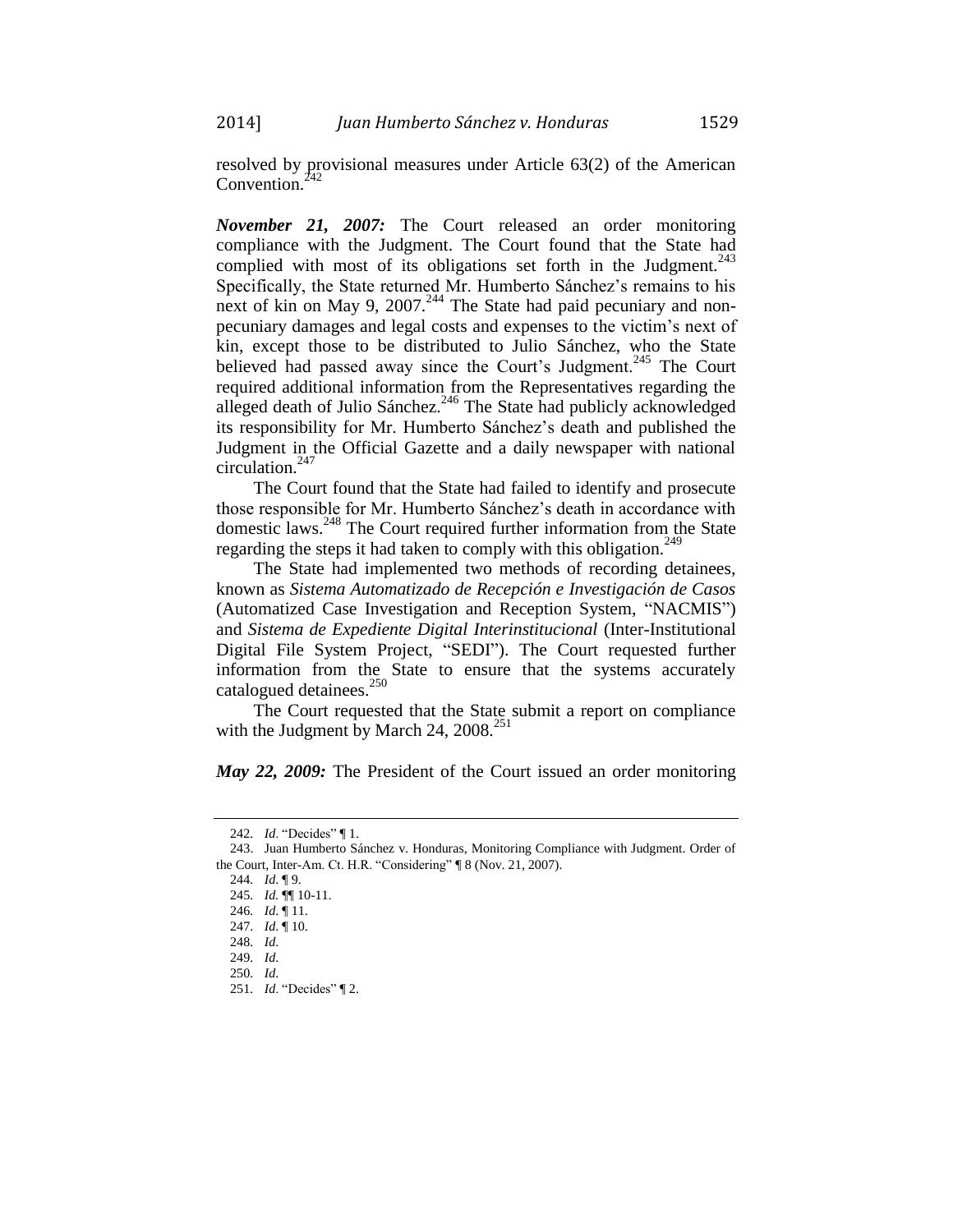resolved by provisional measures under Article 63(2) of the American Convention.[242]

***November 21, 2007:*** The Court released an order monitoring compliance with the Judgment. The Court found that the State had complied with most of its obligations set forth in the Judgment.[243] Specifically, the State returned Mr. Humberto Sánchez's remains to his next of kin on May 9, 2007.[244] The State had paid pecuniary and non-pecuniary damages and legal costs and expenses to the victim's next of kin, except those to be distributed to Julio Sánchez, who the State believed had passed away since the Court's Judgment.[245] The Court required additional information from the Representatives regarding the alleged death of Julio Sánchez.[246] The State had publicly acknowledged its responsibility for Mr. Humberto Sánchez's death and published the Judgment in the Official Gazette and a daily newspaper with national circulation.[247]

The Court found that the State had failed to identify and prosecute those responsible for Mr. Humberto Sánchez's death in accordance with domestic laws.[248] The Court required further information from the State regarding the steps it had taken to comply with this obligation.[249]

The State had implemented two methods of recording detainees, known as *Sistema Automatizado de Recepción e Investigación de Casos* (Automatized Case Investigation and Reception System, "NACMIS") and *Sistema de Expediente Digital Interinstitucional* (Inter-Institutional Digital File System Project, "SEDI"). The Court requested further information from the State to ensure that the systems accurately catalogued detainees.[250]

The Court requested that the State submit a report on compliance with the Judgment by March 24, 2008.[251]

***May 22, 2009:*** The President of the Court issued an order monitoring

---

242. *Id*. "Decides" ¶ 1.

243. Juan Humberto Sánchez v. Honduras, Monitoring Compliance with Judgment. Order of the Court, Inter-Am. Ct. H.R. "Considering" ¶ 8 (Nov. 21, 2007).

244. *Id*. ¶ 9.

245. *Id.* ¶¶ 10-11.

246. *Id*. ¶ 11.

247. *Id*. ¶ 10.

248. *Id*.

249. *Id.*

250. *Id.*

251. *Id*. "Decides" ¶ 2.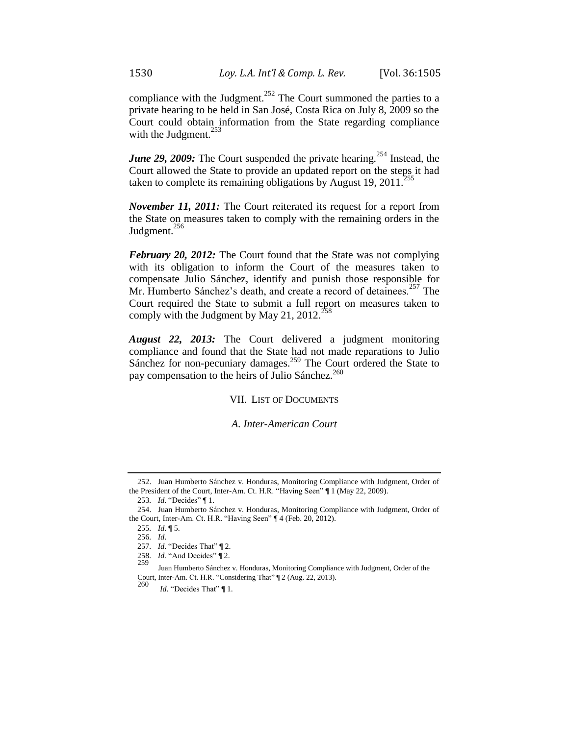compliance with the Judgment.[252] The Court summoned the parties to a private hearing to be held in San José, Costa Rica on July 8, 2009 so the Court could obtain information from the State regarding compliance with the Judgment.[253]

***June 29, 2009:*** The Court suspended the private hearing.[254] Instead, the Court allowed the State to provide an updated report on the steps it had taken to complete its remaining obligations by August 19, 2011.[255]

***November 11, 2011:*** The Court reiterated its request for a report from the State on measures taken to comply with the remaining orders in the Judgment.[256]

***February 20, 2012:*** The Court found that the State was not complying with its obligation to inform the Court of the measures taken to compensate Julio Sánchez, identify and punish those responsible for Mr. Humberto Sánchez's death, and create a record of detainees.[257] The Court required the State to submit a full report on measures taken to comply with the Judgment by May 21, 2012.[258]

***August 22, 2013:*** The Court delivered a judgment monitoring compliance and found that the State had not made reparations to Julio Sánchez for non-pecuniary damages.[259] The Court ordered the State to pay compensation to the heirs of Julio Sánchez.[260]

## VII. LIST OF DOCUMENTS

### *A. Inter-American Court*

---

252. Juan Humberto Sánchez v. Honduras, Monitoring Compliance with Judgment, Order of the President of the Court, Inter-Am. Ct. H.R. "Having Seen" ¶ 1 (May 22, 2009).

253. *Id*. "Decides" ¶ 1.

254. Juan Humberto Sánchez v. Honduras, Monitoring Compliance with Judgment, Order of the Court, Inter-Am. Ct. H.R. "Having Seen" ¶ 4 (Feb. 20, 2012).

255. *Id*. ¶ 5.

256. *Id*.

257. *Id*. "Decides That" ¶ 2.

258. *Id*. "And Decides" ¶ 2.

259. Juan Humberto Sánchez v. Honduras, Monitoring Compliance with Judgment, Order of the Court, Inter-Am. Ct. H.R. "Considering That" ¶ 2 (Aug. 22, 2013).

260. *Id.* "Decides That" ¶ 1.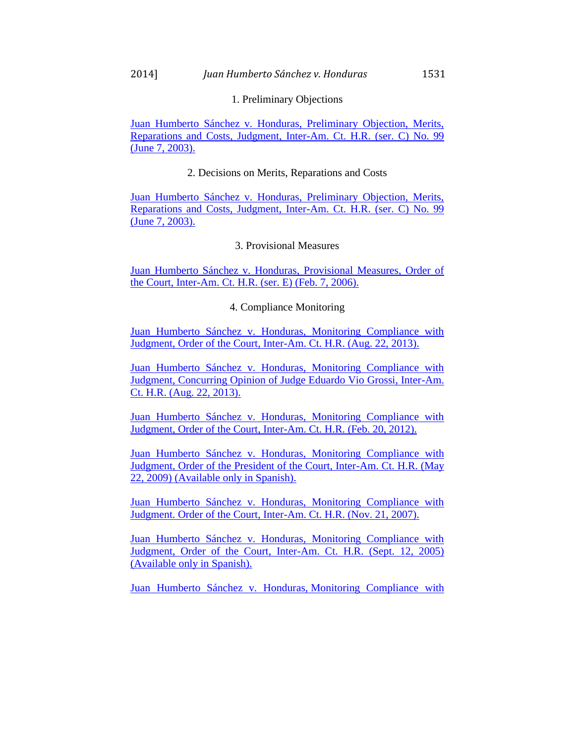### 1. Preliminary Objections

Juan Humberto Sánchez v. Honduras, Preliminary Objection, Merits, Reparations and Costs, Judgment, Inter-Am. Ct. H.R. (ser. C) No. 99 (June 7, 2003).

### 2. Decisions on Merits, Reparations and Costs

Juan Humberto Sánchez v. Honduras, Preliminary Objection, Merits, Reparations and Costs, Judgment, Inter-Am. Ct. H.R. (ser. C) No. 99 (June 7, 2003).

### 3. Provisional Measures

Juan Humberto Sánchez v. Honduras, Provisional Measures, Order of the Court, Inter-Am. Ct. H.R. (ser. E) (Feb. 7, 2006).

### 4. Compliance Monitoring

Juan Humberto Sánchez v. Honduras, Monitoring Compliance with Judgment, Order of the Court, Inter-Am. Ct. H.R. (Aug. 22, 2013).

Juan Humberto Sánchez v. Honduras, Monitoring Compliance with Judgment, Concurring Opinion of Judge Eduardo Vio Grossi, Inter-Am. Ct. H.R. (Aug. 22, 2013).

Juan Humberto Sánchez v. Honduras, Monitoring Compliance with Judgment, Order of the Court, Inter-Am. Ct. H.R. (Feb. 20, 2012).

Juan Humberto Sánchez v. Honduras, Monitoring Compliance with Judgment, Order of the President of the Court, Inter-Am. Ct. H.R. (May 22, 2009) (Available only in Spanish).

Juan Humberto Sánchez v. Honduras, Monitoring Compliance with Judgment. Order of the Court, Inter-Am. Ct. H.R. (Nov. 21, 2007).

Juan Humberto Sánchez v. Honduras, Monitoring Compliance with Judgment, Order of the Court, Inter-Am. Ct. H.R. (Sept. 12, 2005) (Available only in Spanish).

Juan Humberto Sánchez v. Honduras, Monitoring Compliance with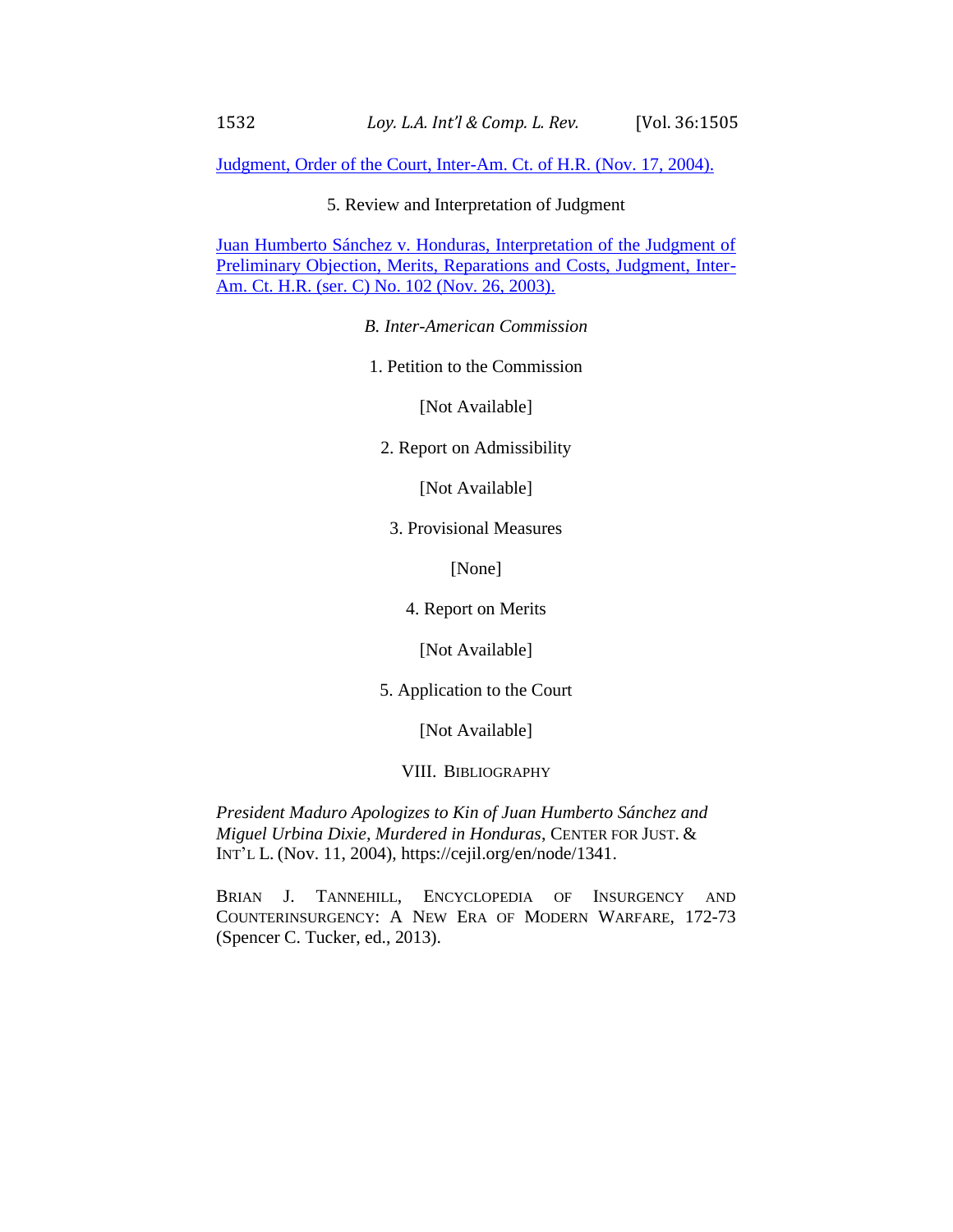Judgment, Order of the Court, Inter-Am. Ct. of H.R. (Nov. 17, 2004).

5. Review and Interpretation of Judgment

Juan Humberto Sánchez v. Honduras, Interpretation of the Judgment of Preliminary Objection, Merits, Reparations and Costs, Judgment, Inter-Am. Ct. H.R. (ser. C) No. 102 (Nov. 26, 2003).

### *B. Inter-American Commission*

1. Petition to the Commission

[Not Available]

2. Report on Admissibility

[Not Available]

3. Provisional Measures

[None]

4. Report on Merits

[Not Available]

5. Application to the Court

[Not Available]

## VIII. Bibliography

*President Maduro Apologizes to Kin of Juan Humberto Sánchez and Miguel Urbina Dixie, Murdered in Honduras*, Center for Just. & Int'l L. (Nov. 11, 2004), https://cejil.org/en/node/1341.

Brian J. Tannehill, Encyclopedia of Insurgency and Counterinsurgency: A New Era of Modern Warfare, 172-73 (Spencer C. Tucker, ed., 2013).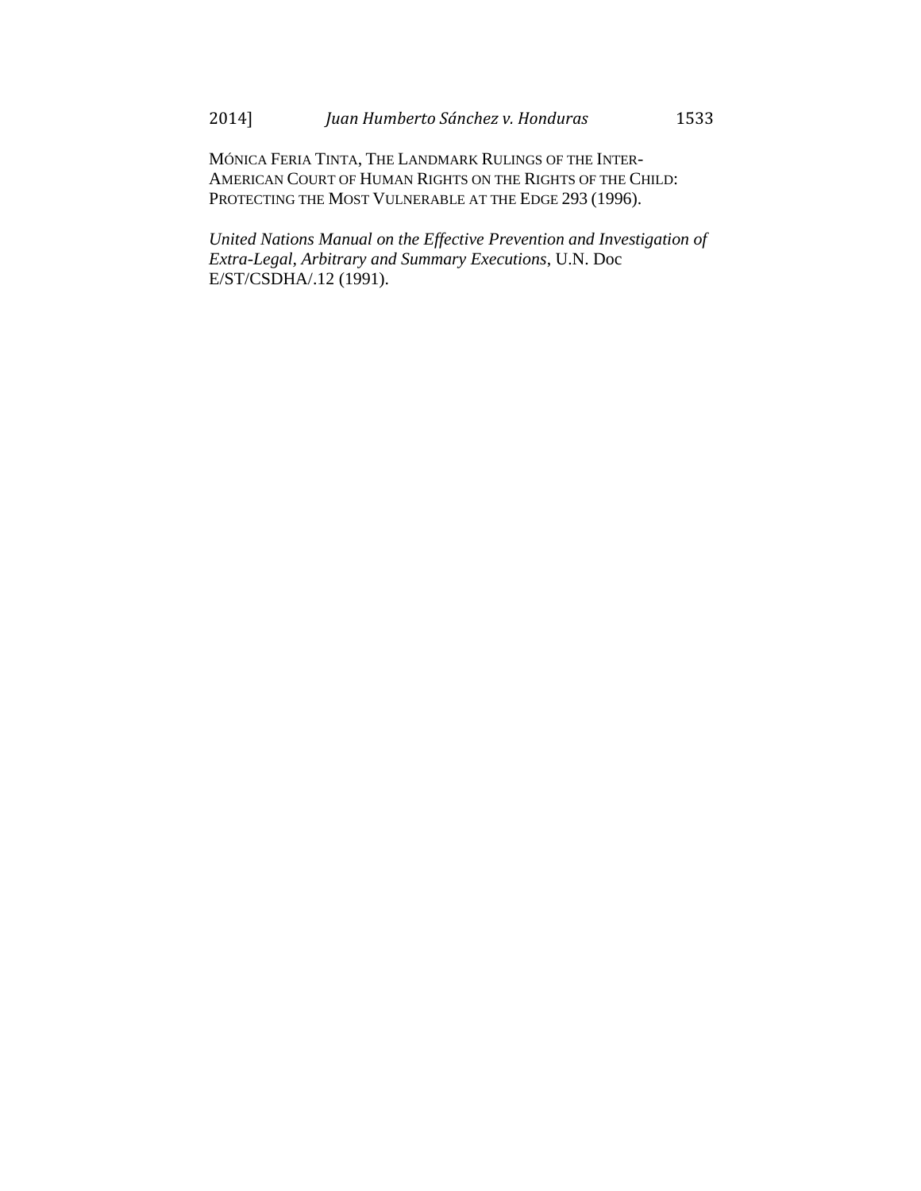MÓNICA FERIA TINTA, THE LANDMARK RULINGS OF THE INTER-AMERICAN COURT OF HUMAN RIGHTS ON THE RIGHTS OF THE CHILD: PROTECTING THE MOST VULNERABLE AT THE EDGE 293 (1996).

*United Nations Manual on the Effective Prevention and Investigation of Extra-Legal, Arbitrary and Summary Executions*, U.N. Doc E/ST/CSDHA/.12 (1991).